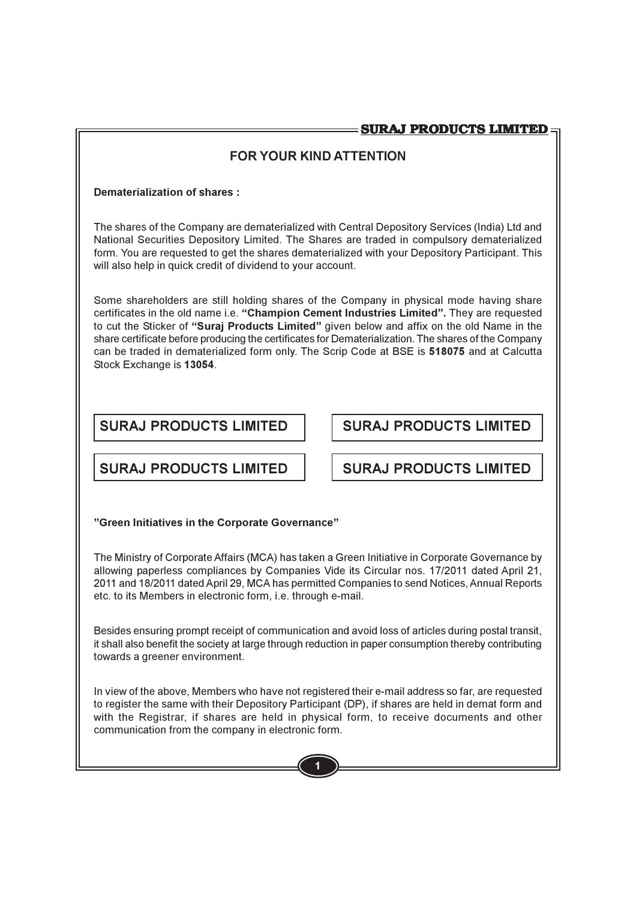## FOR YOUR KIND ATTENTION

**Dematerialization of shares :**

The shares of the Company are dematerialized with Central Depository Services (India) Ltd and National Securities Depository Limited. The Shares are traded in compulsory dematerialized form. You are requested to get the shares dematerialized with your Depository Participant. This will also help in quick credit of dividend to your account.

Some shareholders are still holding shares of the Company in physical mode having share certificates in the old name i.e. **"Champion Cement Industries Limited".** They are requested to cut the Sticker of **"Suraj Products Limited"** given below and affix on the old Name in the share certificate before producing the certificates for Dematerialization. The shares of the Company can be traded in dematerialized form only. The Scrip Code at BSE is **518075** and at Calcutta Stock Exchange is **13054**.

| SURAJ PRODUCTS LIMITED | SURAJ PRODUCTS LIMITED |
|---|---|
| SURAJ PRODUCTS LIMITED | SURAJ PRODUCTS LIMITED |

**"Green Initiatives in the Corporate Governance"**

The Ministry of Corporate Affairs (MCA) has taken a Green Initiative in Corporate Governance by allowing paperless compliances by Companies Vide its Circular nos. 17/2011 dated April 21, 2011 and 18/2011 dated April 29, MCA has permitted Companies to send Notices, Annual Reports etc. to its Members in electronic form, i.e. through e-mail.

Besides ensuring prompt receipt of communication and avoid loss of articles during postal transit, it shall also benefit the society at large through reduction in paper consumption thereby contributing towards a greener environment.

In view of the above, Members who have not registered their e-mail address so far, are requested to register the same with their Depository Participant (DP), if shares are held in demat form and with the Registrar, if shares are held in physical form, to receive documents and other communication from the company in electronic form.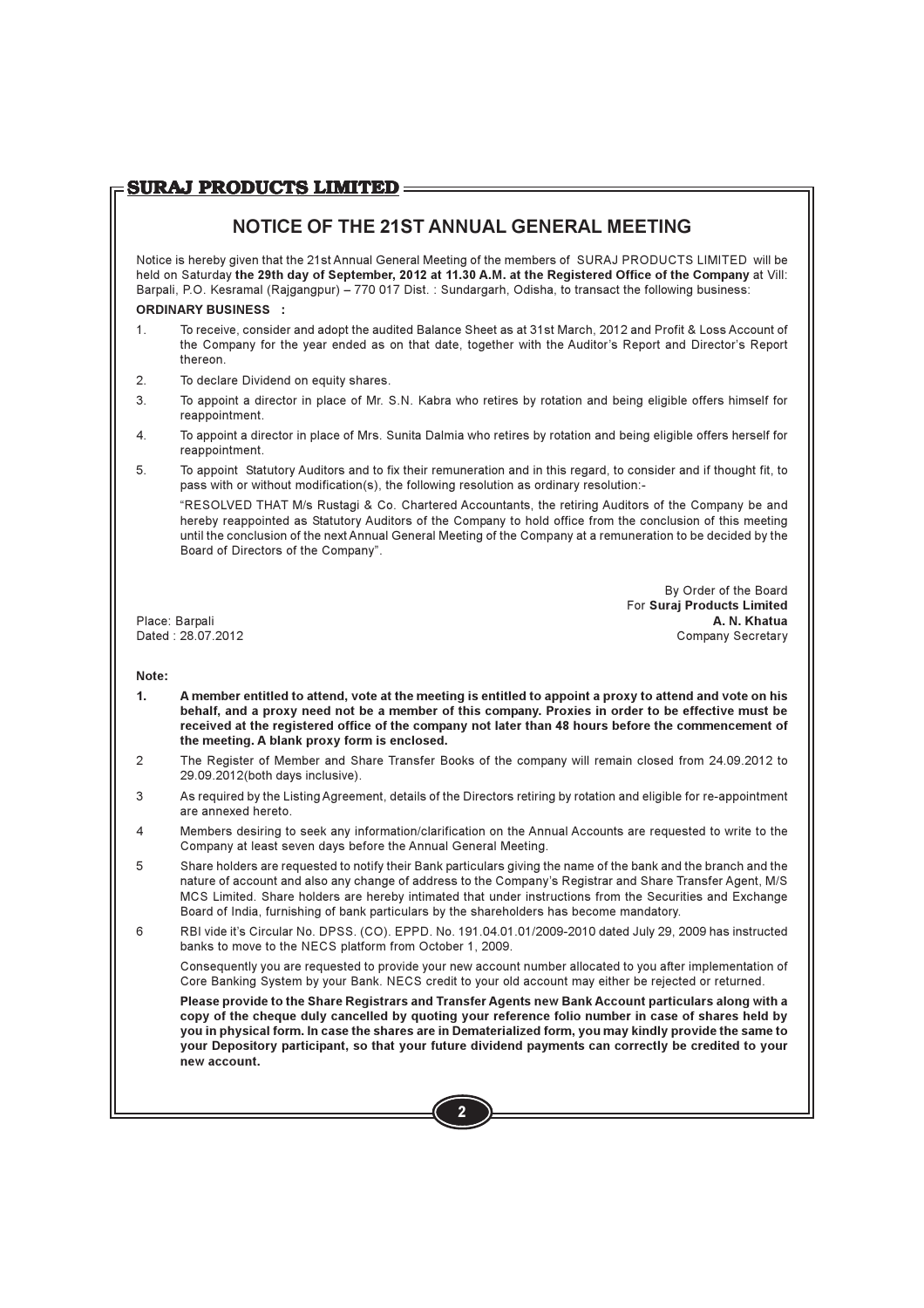# NOTICE OF THE 21ST ANNUAL GENERAL MEETING

Notice is hereby given that the 21st Annual General Meeting of the members of SURAJ PRODUCTS LIMITED will be held on Saturday **the 29th day of September, 2012 at 11.30 A.M. at the Registered Office of the Company** at Vill: Barpali, P.O. Kesramal (Rajgangpur) – 770 017 Dist. : Sundargarh, Odisha, to transact the following business:

**ORDINARY BUSINESS :**

1. To receive, consider and adopt the audited Balance Sheet as at 31st March, 2012 and Profit & Loss Account of the Company for the year ended as on that date, together with the Auditor's Report and Director's Report thereon.
2. To declare Dividend on equity shares.
3. To appoint a director in place of Mr. S.N. Kabra who retires by rotation and being eligible offers himself for reappointment.
4. To appoint a director in place of Mrs. Sunita Dalmia who retires by rotation and being eligible offers herself for reappointment.
5. To appoint Statutory Auditors and to fix their remuneration and in this regard, to consider and if thought fit, to pass with or without modification(s), the following resolution as ordinary resolution:-

   "RESOLVED THAT M/s Rustagi & Co. Chartered Accountants, the retiring Auditors of the Company be and hereby reappointed as Statutory Auditors of the Company to hold office from the conclusion of this meeting until the conclusion of the next Annual General Meeting of the Company at a remuneration to be decided by the Board of Directors of the Company".

By Order of the Board
For **Suraj Products Limited**
**A. N. Khatua**
Company Secretary

Place: Barpali
Dated : 28.07.2012

**Note:**

1. **A member entitled to attend, vote at the meeting is entitled to appoint a proxy to attend and vote on his behalf, and a proxy need not be a member of this company. Proxies in order to be effective must be received at the registered office of the company not later than 48 hours before the commencement of the meeting. A blank proxy form is enclosed.**
2. The Register of Member and Share Transfer Books of the company will remain closed from 24.09.2012 to 29.09.2012(both days inclusive).
3. As required by the Listing Agreement, details of the Directors retiring by rotation and eligible for re-appointment are annexed hereto.
4. Members desiring to seek any information/clarification on the Annual Accounts are requested to write to the Company at least seven days before the Annual General Meeting.
5. Share holders are requested to notify their Bank particulars giving the name of the bank and the branch and the nature of account and also any change of address to the Company's Registrar and Share Transfer Agent, M/S MCS Limited. Share holders are hereby intimated that under instructions from the Securities and Exchange Board of India, furnishing of bank particulars by the shareholders has become mandatory.
6. RBI vide it's Circular No. DPSS. (CO). EPPD. No. 191.04.01.01/2009-2010 dated July 29, 2009 has instructed banks to move to the NECS platform from October 1, 2009.

   Consequently you are requested to provide your new account number allocated to you after implementation of Core Banking System by your Bank. NECS credit to your old account may either be rejected or returned.

   **Please provide to the Share Registrars and Transfer Agents new Bank Account particulars along with a copy of the cheque duly cancelled by quoting your reference folio number in case of shares held by you in physical form. In case the shares are in Dematerialized form, you may kindly provide the same to your Depository participant, so that your future dividend payments can correctly be credited to your new account.**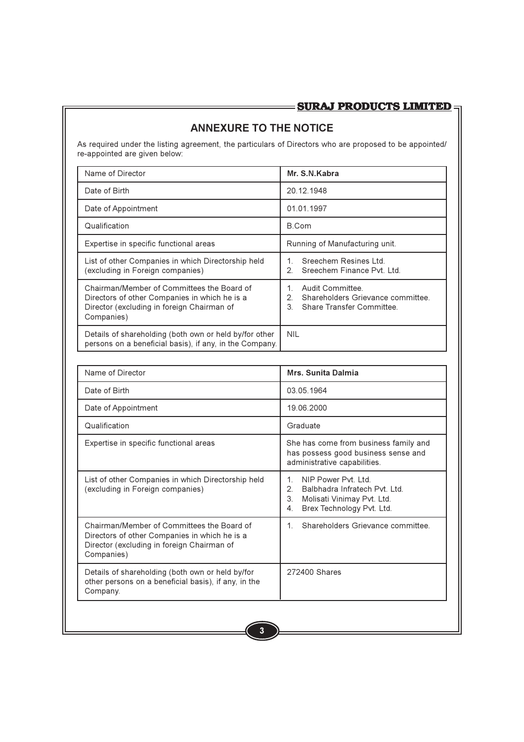## ANNEXURE TO THE NOTICE

As required under the listing agreement, the particulars of Directors who are proposed to be appointed/ re-appointed are given below:

| Name of Director | **Mr. S.N.Kabra** |
|---|---|
| Date of Birth | 20.12.1948 |
| Date of Appointment | 01.01.1997 |
| Qualification | B.Com |
| Expertise in specific functional areas | Running of Manufacturing unit. |
| List of other Companies in which Directorship held (excluding in Foreign companies) | 1. Sreechem Resines Ltd.<br>2. Sreechem Finance Pvt. Ltd. |
| Chairman/Member of Committees the Board of Directors of other Companies in which he is a Director (excluding in foreign Chairman of Companies) | 1. Audit Committee.<br>2. Shareholders Grievance committee.<br>3. Share Transfer Committee. |
| Details of shareholding (both own or held by/for other persons on a beneficial basis), if any, in the Company. | NIL |

| Name of Director | **Mrs. Sunita Dalmia** |
|---|---|
| Date of Birth | 03.05.1964 |
| Date of Appointment | 19.06.2000 |
| Qualification | Graduate |
| Expertise in specific functional areas | She has come from business family and has possess good business sense and administrative capabilities. |
| List of other Companies in which Directorship held (excluding in Foreign companies) | 1. NIP Power Pvt. Ltd.<br>2. Balbhadra Infratech Pvt. Ltd.<br>3. Molisati Vinimay Pvt. Ltd.<br>4. Brex Technology Pvt. Ltd. |
| Chairman/Member of Committees the Board of Directors of other Companies in which he is a Director (excluding in foreign Chairman of Companies) | 1. Shareholders Grievance committee. |
| Details of shareholding (both own or held by/for other persons on a beneficial basis), if any, in the Company. | 272400 Shares |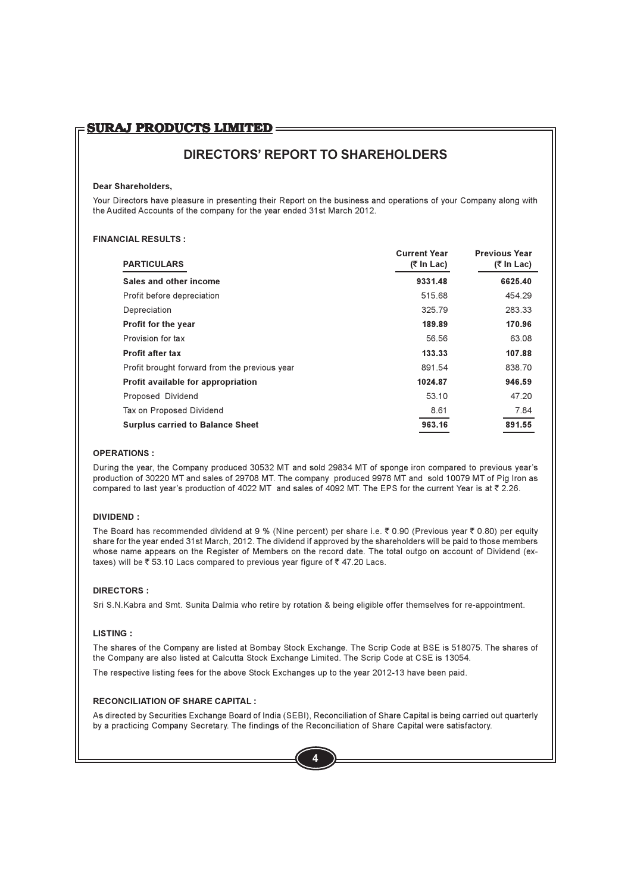# DIRECTORS' REPORT TO SHAREHOLDERS

**Dear Shareholders,**

Your Directors have pleasure in presenting their Report on the business and operations of your Company along with the Audited Accounts of the company for the year ended 31st March 2012.

**FINANCIAL RESULTS :**

| PARTICULARS | Current Year (₹ In Lac) | Previous Year (₹ In Lac) |
|---|---|---|
| **Sales and other income** | **9331.48** | **6625.40** |
| Profit before depreciation | 515.68 | 454.29 |
| Depreciation | 325.79 | 283.33 |
| **Profit for the year** | **189.89** | **170.96** |
| Provision for tax | 56.56 | 63.08 |
| **Profit after tax** | **133.33** | **107.88** |
| Profit brought forward from the previous year | 891.54 | 838.70 |
| **Profit available for appropriation** | **1024.87** | **946.59** |
| Proposed Dividend | 53.10 | 47.20 |
| Tax on Proposed Dividend | 8.61 | 7.84 |
| **Surplus carried to Balance Sheet** | **963.16** | **891.55** |

**OPERATIONS :**

During the year, the Company produced 30532 MT and sold 29834 MT of sponge iron compared to previous year's production of 30220 MT and sales of 29708 MT. The company produced 9978 MT and sold 10079 MT of Pig Iron as compared to last year's production of 4022 MT and sales of 4092 MT. The EPS for the current Year is at ₹ 2.26.

**DIVIDEND :**

The Board has recommended dividend at 9 % (Nine percent) per share i.e. ₹ 0.90 (Previous year ₹ 0.80) per equity share for the year ended 31st March, 2012. The dividend if approved by the shareholders will be paid to those members whose name appears on the Register of Members on the record date. The total outgo on account of Dividend (ex-taxes) will be ₹ 53.10 Lacs compared to previous year figure of ₹ 47.20 Lacs.

**DIRECTORS :**

Sri S.N.Kabra and Smt. Sunita Dalmia who retire by rotation & being eligible offer themselves for re-appointment.

**LISTING :**

The shares of the Company are listed at Bombay Stock Exchange. The Scrip Code at BSE is 518075. The shares of the Company are also listed at Calcutta Stock Exchange Limited. The Scrip Code at CSE is 13054.

The respective listing fees for the above Stock Exchanges up to the year 2012-13 have been paid.

**RECONCILIATION OF SHARE CAPITAL :**

As directed by Securities Exchange Board of India (SEBI), Reconciliation of Share Capital is being carried out quarterly by a practicing Company Secretary. The findings of the Reconciliation of Share Capital were satisfactory.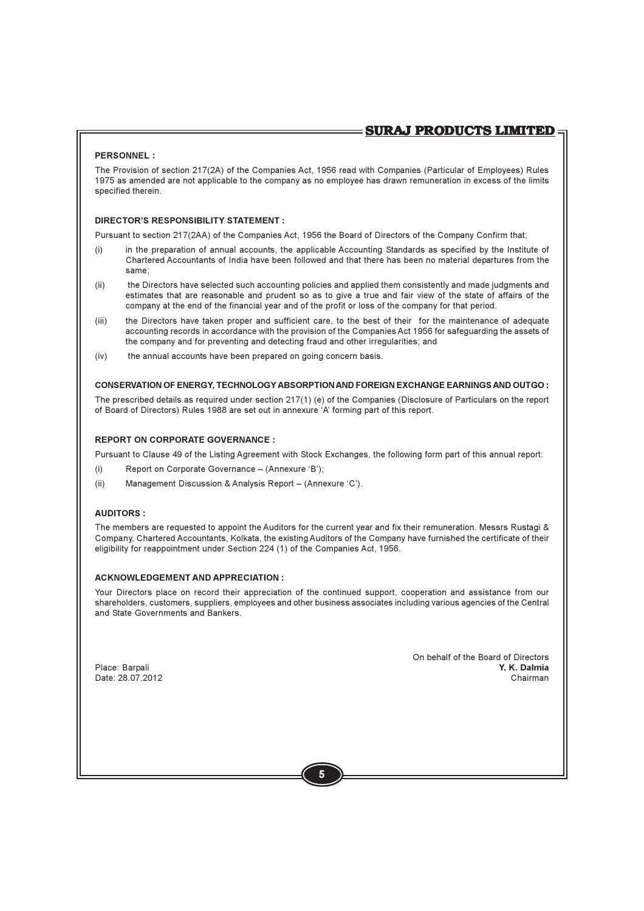**PERSONNEL :**

The Provision of section 217(2A) of the Companies Act, 1956 read with Companies (Particular of Employees) Rules 1975 as amended are not applicable to the company as no employee has drawn remuneration in excess of the limits specified therein.

**DIRECTOR'S RESPONSIBILITY STATEMENT :**

Pursuant to section 217(2AA) of the Companies Act, 1956 the Board of Directors of the Company Confirm that;

(i) in the preparation of annual accounts, the applicable Accounting Standards as specified by the Institute of Chartered Accountants of India have been followed and that there has been no material departures from the same;

(ii) the Directors have selected such accounting policies and applied them consistently and made judgments and estimates that are reasonable and prudent so as to give a true and fair view of the state of affairs of the company at the end of the financial year and of the profit or loss of the company for that period.

(iii) the Directors have taken proper and sufficient care, to the best of their for the maintenance of adequate accounting records in accordance with the provision of the Companies Act 1956 for safeguarding the assets of the company and for preventing and detecting fraud and other irregularities; and

(iv) the annual accounts have been prepared on going concern basis.

**CONSERVATION OF ENERGY, TECHNOLOGY ABSORPTION AND FOREIGN EXCHANGE EARNINGS AND OUTGO :**

The prescribed details as required under section 217(1) (e) of the Companies (Disclosure of Particulars on the report of Board of Directors) Rules 1988 are set out in annexure 'A' forming part of this report.

**REPORT ON CORPORATE GOVERNANCE :**

Pursuant to Clause 49 of the Listing Agreement with Stock Exchanges, the following form part of this annual report:

(i) Report on Corporate Governance – (Annexure 'B');

(ii) Management Discussion & Analysis Report – (Annexure 'C').

**AUDITORS :**

The members are requested to appoint the Auditors for the current year and fix their remuneration. Messrs Rustagi & Company, Chartered Accountants, Kolkata, the existing Auditors of the Company have furnished the certificate of their eligibility for reappointment under Section 224 (1) of the Companies Act, 1956.

**ACKNOWLEDGEMENT AND APPRECIATION :**

Your Directors place on record their appreciation of the continued support, cooperation and assistance from our shareholders, customers, suppliers, employees and other business associates including various agencies of the Central and State Governments and Bankers.

On behalf of the Board of Directors

Place: Barpali
Date: 28.07.2012

**Y. K. Dalmia**
Chairman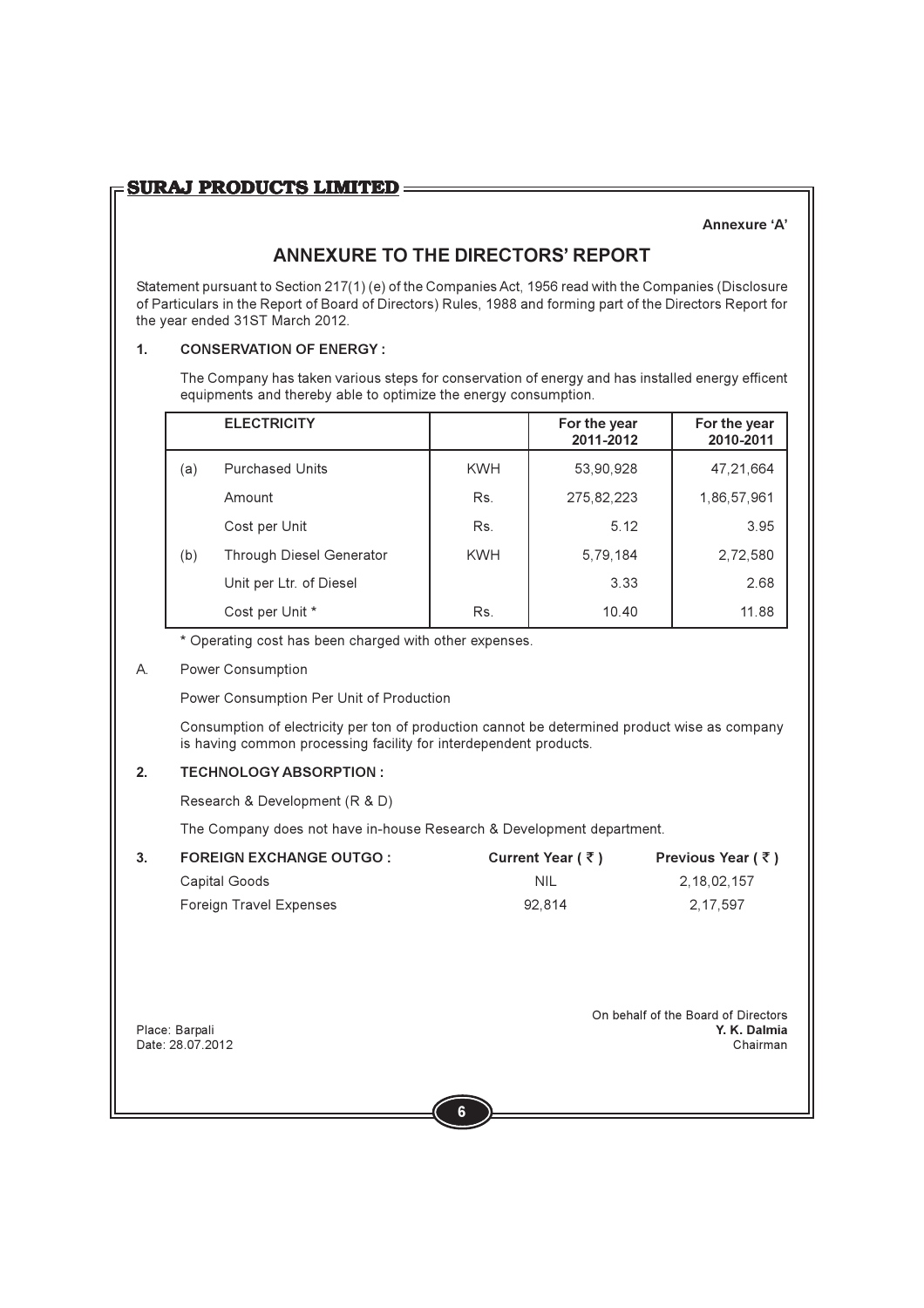Annexure 'A'

# ANNEXURE TO THE DIRECTORS' REPORT

Statement pursuant to Section 217(1) (e) of the Companies Act, 1956 read with the Companies (Disclosure of Particulars in the Report of Board of Directors) Rules, 1988 and forming part of the Directors Report for the year ended 31ST March 2012.

**1. CONSERVATION OF ENERGY :**

The Company has taken various steps for conservation of energy and has installed energy efficent equipments and thereby able to optimize the energy consumption.

| | ELECTRICITY | | For the year 2011-2012 | For the year 2010-2011 |
|---|---|---|---|---|
| (a) | Purchased Units | KWH | 53,90,928 | 47,21,664 |
| | Amount | Rs. | 275,82,223 | 1,86,57,961 |
| | Cost per Unit | Rs. | 5.12 | 3.95 |
| (b) | Through Diesel Generator | KWH | 5,79,184 | 2,72,580 |
| | Unit per Ltr. of Diesel | | 3.33 | 2.68 |
| | Cost per Unit * | Rs. | 10.40 | 11.88 |

* Operating cost has been charged with other expenses.

A. Power Consumption

Power Consumption Per Unit of Production

Consumption of electricity per ton of production cannot be determined product wise as company is having common processing facility for interdependent products.

**2. TECHNOLOGY ABSORPTION :**

Research & Development (R & D)

The Company does not have in-house Research & Development department.

| **3. FOREIGN EXCHANGE OUTGO :** | **Current Year ( ₹ )** | **Previous Year ( ₹ )** |
|---|---|---|
| Capital Goods | NIL | 2,18,02,157 |
| Foreign Travel Expenses | 92,814 | 2,17,597 |

On behalf of the Board of Directors
**Y. K. Dalmia**
Chairman

Place: Barpali
Date: 28.07.2012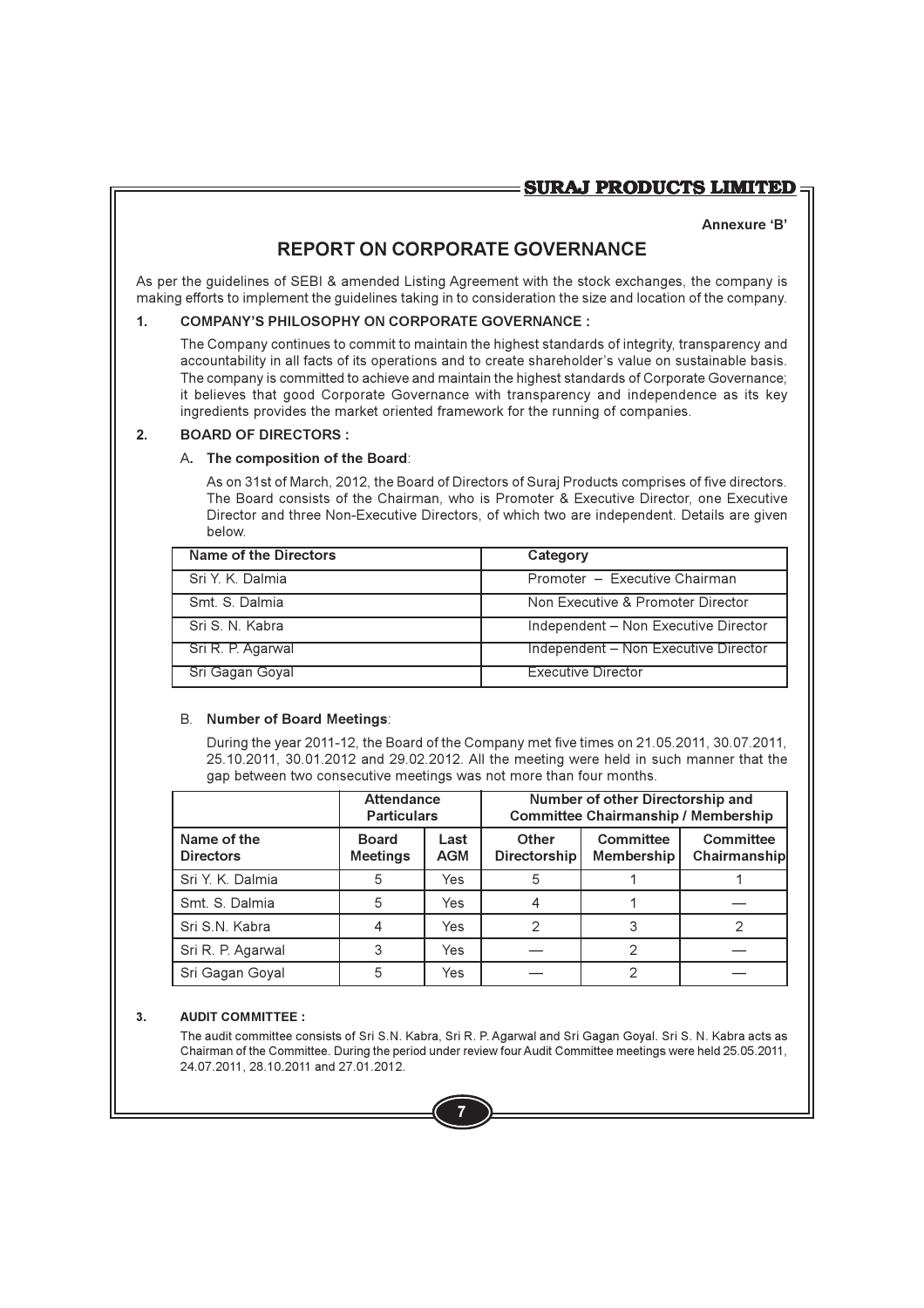Annexure 'B'

# REPORT ON CORPORATE GOVERNANCE

As per the guidelines of SEBI & amended Listing Agreement with the stock exchanges, the company is making efforts to implement the guidelines taking in to consideration the size and location of the company.

## 1. COMPANY'S PHILOSOPHY ON CORPORATE GOVERNANCE :

The Company continues to commit to maintain the highest standards of integrity, transparency and accountability in all facts of its operations and to create shareholder's value on sustainable basis. The company is committed to achieve and maintain the highest standards of Corporate Governance; it believes that good Corporate Governance with transparency and independence as its key ingredients provides the market oriented framework for the running of companies.

## 2. BOARD OF DIRECTORS :

### A. The composition of the Board:

As on 31st of March, 2012, the Board of Directors of Suraj Products comprises of five directors. The Board consists of the Chairman, who is Promoter & Executive Director, one Executive Director and three Non-Executive Directors, of which two are independent. Details are given below.

| Name of the Directors | Category |
|---|---|
| Sri Y. K. Dalmia | Promoter – Executive Chairman |
| Smt. S. Dalmia | Non Executive & Promoter Director |
| Sri S. N. Kabra | Independent – Non Executive Director |
| Sri R. P. Agarwal | Independent – Non Executive Director |
| Sri Gagan Goyal | Executive Director |

### B. Number of Board Meetings:

During the year 2011-12, the Board of the Company met five times on 21.05.2011, 30.07.2011, 25.10.2011, 30.01.2012 and 29.02.2012. All the meeting were held in such manner that the gap between two consecutive meetings was not more than four months.

| | Attendance Particulars | | Number of other Directorship and Committee Chairmanship / Membership | | |
|---|---|---|---|---|---|
| Name of the Directors | Board Meetings | Last AGM | Other Directorship | Committee Membership | Committee Chairmanship |
| Sri Y. K. Dalmia | 5 | Yes | 5 | 1 | 1 |
| Smt. S. Dalmia | 5 | Yes | 4 | 1 | — |
| Sri S.N. Kabra | 4 | Yes | 2 | 3 | 2 |
| Sri R. P. Agarwal | 3 | Yes | — | 2 | — |
| Sri Gagan Goyal | 5 | Yes | — | 2 | — |

## 3. AUDIT COMMITTEE :

The audit committee consists of Sri S.N. Kabra, Sri R. P. Agarwal and Sri Gagan Goyal. Sri S. N. Kabra acts as Chairman of the Committee. During the period under review four Audit Committee meetings were held 25.05.2011, 24.07.2011, 28.10.2011 and 27.01.2012.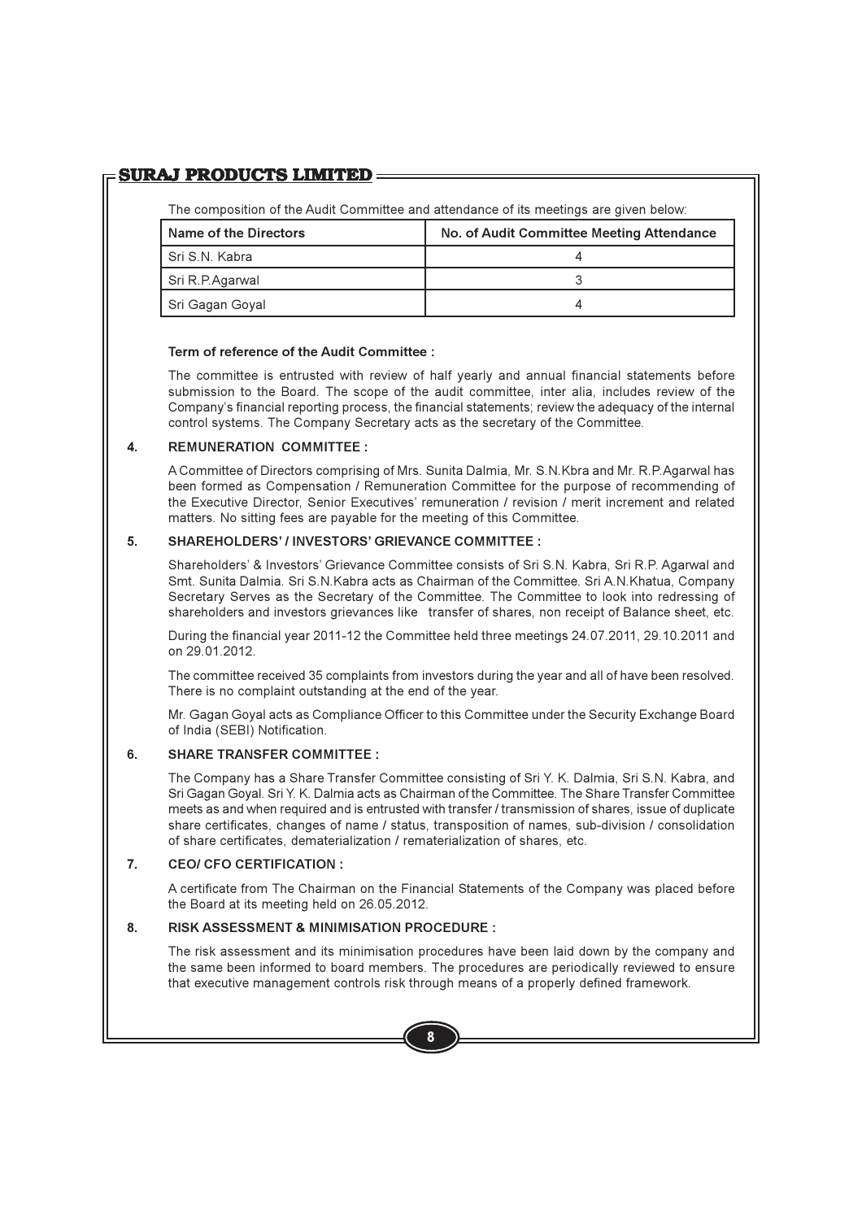The composition of the Audit Committee and attendance of its meetings are given below:

| Name of the Directors | No. of Audit Committee Meeting Attendance |
|---|---|
| Sri S.N. Kabra | 4 |
| Sri R.P.Agarwal | 3 |
| Sri Gagan Goyal | 4 |

**Term of reference of the Audit Committee :**

The committee is entrusted with review of half yearly and annual financial statements before submission to the Board. The scope of the audit committee, inter alia, includes review of the Company's financial reporting process, the financial statements; review the adequacy of the internal control systems. The Company Secretary acts as the secretary of the Committee.

**4. REMUNERATION COMMITTEE :**

A Committee of Directors comprising of Mrs. Sunita Dalmia, Mr. S.N.Kbra and Mr. R.P.Agarwal has been formed as Compensation / Remuneration Committee for the purpose of recommending of the Executive Director, Senior Executives' remuneration / revision / merit increment and related matters. No sitting fees are payable for the meeting of this Committee.

**5. SHAREHOLDERS' / INVESTORS' GRIEVANCE COMMITTEE :**

Shareholders' & Investors' Grievance Committee consists of Sri S.N. Kabra, Sri R.P. Agarwal and Smt. Sunita Dalmia. Sri S.N.Kabra acts as Chairman of the Committee. Sri A.N.Khatua, Company Secretary Serves as the Secretary of the Committee. The Committee to look into redressing of shareholders and investors grievances like transfer of shares, non receipt of Balance sheet, etc.

During the financial year 2011-12 the Committee held three meetings 24.07.2011, 29.10.2011 and on 29.01.2012.

The committee received 35 complaints from investors during the year and all of have been resolved. There is no complaint outstanding at the end of the year.

Mr. Gagan Goyal acts as Compliance Officer to this Committee under the Security Exchange Board of India (SEBI) Notification.

**6. SHARE TRANSFER COMMITTEE :**

The Company has a Share Transfer Committee consisting of Sri Y. K. Dalmia, Sri S.N. Kabra, and Sri Gagan Goyal. Sri Y. K. Dalmia acts as Chairman of the Committee. The Share Transfer Committee meets as and when required and is entrusted with transfer / transmission of shares, issue of duplicate share certificates, changes of name / status, transposition of names, sub-division / consolidation of share certificates, dematerialization / rematerialization of shares, etc.

**7. CEO/ CFO CERTIFICATION :**

A certificate from The Chairman on the Financial Statements of the Company was placed before the Board at its meeting held on 26.05.2012.

**8. RISK ASSESSMENT & MINIMISATION PROCEDURE :**

The risk assessment and its minimisation procedures have been laid down by the company and the same been informed to board members. The procedures are periodically reviewed to ensure that executive management controls risk through means of a properly defined framework.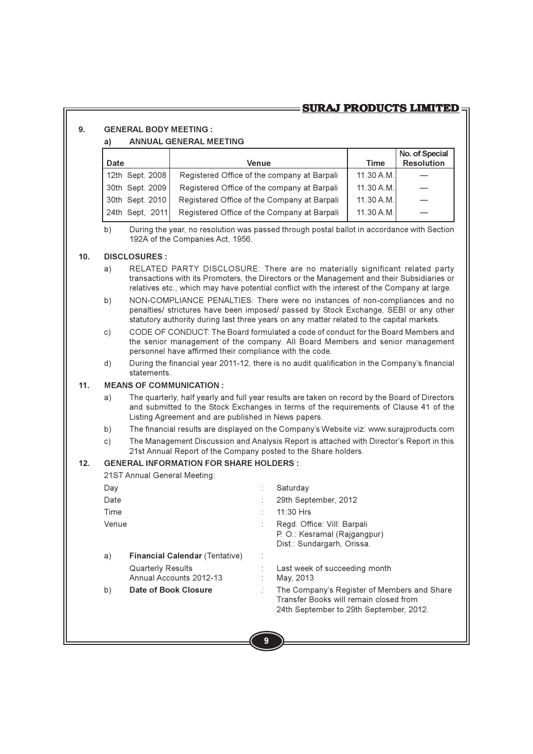## 9. GENERAL BODY MEETING :

### a) ANNUAL GENERAL MEETING

| Date | Venue | Time | No. of Special Resolution |
|---|---|---|---|
| 12th Sept. 2008 | Registered Office of the company at Barpali | 11.30 A.M. | — |
| 30th Sept. 2009 | Registered Office of the company at Barpali | 11.30 A.M. | — |
| 30th Sept. 2010 | Registered Office of the Company at Barpali | 11.30 A.M. | — |
| 24th Sept, 2011 | Registered Office of the Company at Barpali | 11.30 A.M. | — |

b) During the year, no resolution was passed through postal ballot in accordance with Section 192A of the Companies Act, 1956.

## 10. DISCLOSURES :

a) RELATED PARTY DISCLOSURE: There are no materially significant related party transactions with its Promoters, the Directors or the Management and their Subsidiaries or relatives etc., which may have potential conflict with the interest of the Company at large.

b) NON-COMPLIANCE PENALTIES: There were no instances of non-compliances and no penalties/ strictures have been imposed/ passed by Stock Exchange, SEBI or any other statutory authority during last three years on any matter related to the capital markets.

c) CODE OF CONDUCT: The Board formulated a code of conduct for the Board Members and the senior management of the company. All Board Members and senior management personnel have affirmed their compliance with the code.

d) During the financial year 2011-12, there is no audit qualification in the Company's financial statements.

## 11. MEANS OF COMMUNICATION :

a) The quarterly, half yearly and full year results are taken on record by the Board of Directors and submitted to the Stock Exchanges in terms of the requirements of Clause 41 of the Listing Agreement and are published in News papers.

b) The financial results are displayed on the Company's Website viz: www.surajproducts.com

c) The Management Discussion and Analysis Report is attached with Director's Report in this 21st Annual Report of the Company posted to the Share holders.

## 12. GENERAL INFORMATION FOR SHARE HOLDERS :

21ST Annual General Meeting:

Day : Saturday

Date : 29th September, 2012

Time : 11:30 Hrs

Venue : Regd. Office: Vill: Barpali
P. O.: Kesramal (Rajgangpur)
Dist.: Sundargarh, Orissa.

a) **Financial Calendar** (Tentative) :

Quarterly Results : Last week of succeeding month

Annual Accounts 2012-13 : May, 2013

b) **Date of Book Closure** : The Company's Register of Members and Share Transfer Books will remain closed from 24th September to 29th September, 2012.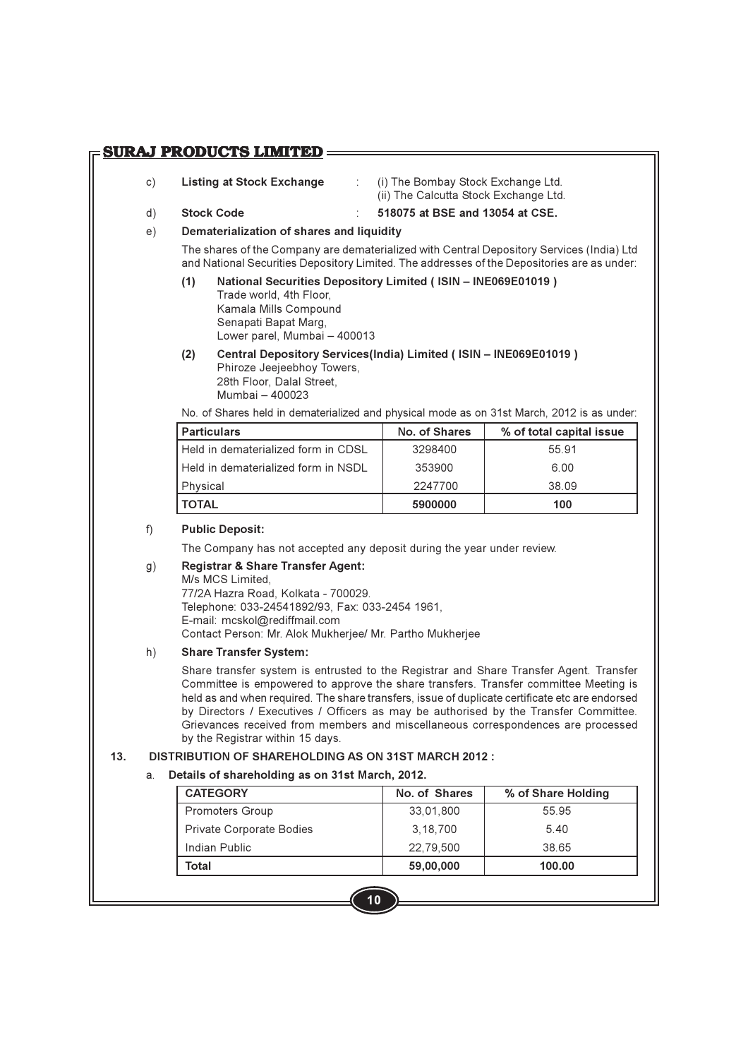c) **Listing at Stock Exchange** : (i) The Bombay Stock Exchange Ltd.
(ii) The Calcutta Stock Exchange Ltd.

d) **Stock Code** : **518075 at BSE and 13054 at CSE.**

e) **Dematerialization of shares and liquidity**

The shares of the Company are dematerialized with Central Depository Services (India) Ltd and National Securities Depository Limited. The addresses of the Depositories are as under:

**(1) National Securities Depository Limited ( ISIN – INE069E01019 )**
Trade world, 4th Floor,
Kamala Mills Compound
Senapati Bapat Marg,
Lower parel, Mumbai – 400013

**(2) Central Depository Services(India) Limited ( ISIN – INE069E01019 )**
Phiroze Jeejeebhoy Towers,
28th Floor, Dalal Street,
Mumbai – 400023

No. of Shares held in dematerialized and physical mode as on 31st March, 2012 is as under:

| Particulars | No. of Shares | % of total capital issue |
|---|---|---|
| Held in dematerialized form in CDSL | 3298400 | 55.91 |
| Held in dematerialized form in NSDL | 353900 | 6.00 |
| Physical | 2247700 | 38.09 |
| **TOTAL** | **5900000** | **100** |

f) **Public Deposit:**

The Company has not accepted any deposit during the year under review.

g) **Registrar & Share Transfer Agent:**
M/s MCS Limited,
77/2A Hazra Road, Kolkata - 700029.
Telephone: 033-24541892/93, Fax: 033-2454 1961,
E-mail: mcskol@rediffmail.com
Contact Person: Mr. Alok Mukherjee/ Mr. Partho Mukherjee

h) **Share Transfer System:**

Share transfer system is entrusted to the Registrar and Share Transfer Agent. Transfer Committee is empowered to approve the share transfers. Transfer committee Meeting is held as and when required. The share transfers, issue of duplicate certificate etc are endorsed by Directors / Executives / Officers as may be authorised by the Transfer Committee. Grievances received from members and miscellaneous correspondences are processed by the Registrar within 15 days.

**13. DISTRIBUTION OF SHAREHOLDING AS ON 31ST MARCH 2012 :**

a. **Details of shareholding as on 31st March, 2012.**

| CATEGORY | No. of Shares | % of Share Holding |
|---|---|---|
| Promoters Group | 33,01,800 | 55.95 |
| Private Corporate Bodies | 3,18,700 | 5.40 |
| Indian Public | 22,79,500 | 38.65 |
| **Total** | **59,00,000** | **100.00** |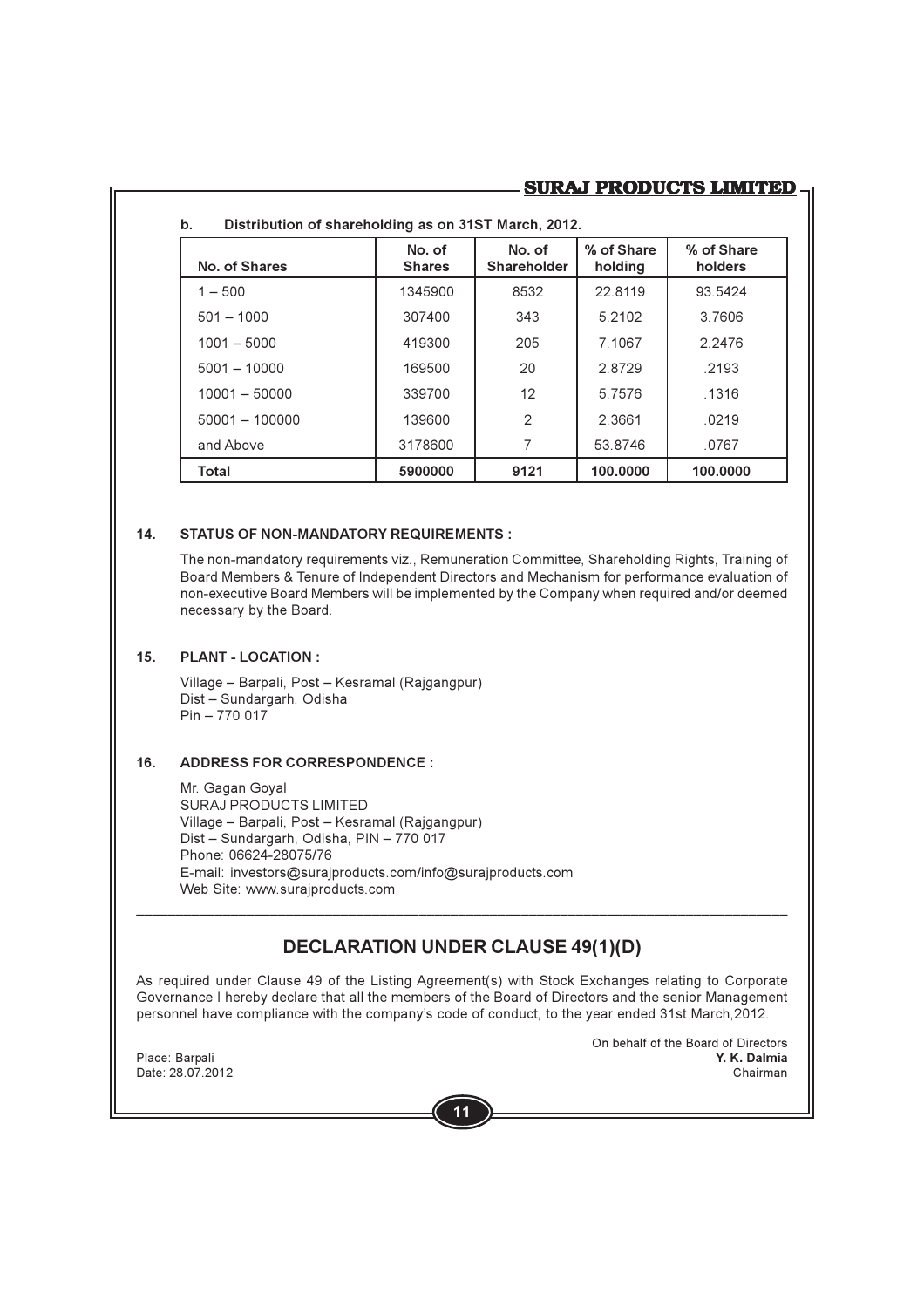**b. Distribution of shareholding as on 31ST March, 2012.**

| No. of Shares | No. of Shares | No. of Shareholder | % of Share holding | % of Share holders |
|---|---|---|---|---|
| 1 – 500 | 1345900 | 8532 | 22.8119 | 93.5424 |
| 501 – 1000 | 307400 | 343 | 5.2102 | 3.7606 |
| 1001 – 5000 | 419300 | 205 | 7.1067 | 2.2476 |
| 5001 – 10000 | 169500 | 20 | 2.8729 | .2193 |
| 10001 – 50000 | 339700 | 12 | 5.7576 | .1316 |
| 50001 – 100000 | 139600 | 2 | 2.3661 | .0219 |
| and Above | 3178600 | 7 | 53.8746 | .0767 |
| **Total** | **5900000** | **9121** | **100.0000** | **100.0000** |

**14. STATUS OF NON-MANDATORY REQUIREMENTS :**

The non-mandatory requirements viz., Remuneration Committee, Shareholding Rights, Training of Board Members & Tenure of Independent Directors and Mechanism for performance evaluation of non-executive Board Members will be implemented by the Company when required and/or deemed necessary by the Board.

**15. PLANT - LOCATION :**

Village – Barpali, Post – Kesramal (Rajgangpur)
Dist – Sundargarh, Odisha
Pin – 770 017

**16. ADDRESS FOR CORRESPONDENCE :**

Mr. Gagan Goyal
SURAJ PRODUCTS LIMITED
Village – Barpali, Post – Kesramal (Rajgangpur)
Dist – Sundargarh, Odisha, PIN – 770 017
Phone: 06624-28075/76
E-mail: investors@surajproducts.com/info@surajproducts.com
Web Site: www.surajproducts.com

## DECLARATION UNDER CLAUSE 49(1)(D)

As required under Clause 49 of the Listing Agreement(s) with Stock Exchanges relating to Corporate Governance I hereby declare that all the members of the Board of Directors and the senior Management personnel have compliance with the company's code of conduct, to the year ended 31st March,2012.

On behalf of the Board of Directors

Place: Barpali
Date: 28.07.2012

**Y. K. Dalmia**
Chairman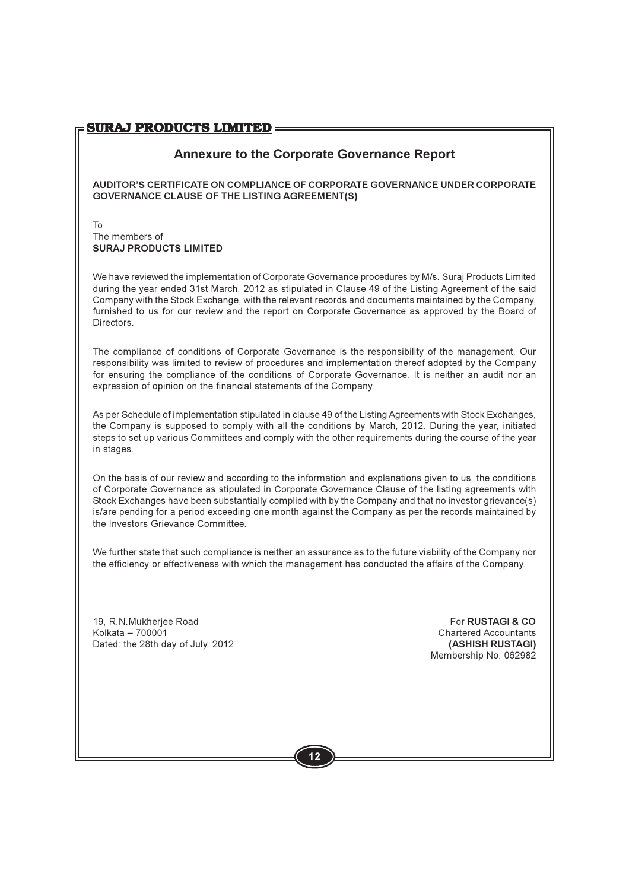## Annexure to the Corporate Governance Report

**AUDITOR'S CERTIFICATE ON COMPLIANCE OF CORPORATE GOVERNANCE UNDER CORPORATE GOVERNANCE CLAUSE OF THE LISTING AGREEMENT(S)**

To
The members of
**SURAJ PRODUCTS LIMITED**

We have reviewed the implementation of Corporate Governance procedures by M/s. Suraj Products Limited during the year ended 31st March, 2012 as stipulated in Clause 49 of the Listing Agreement of the said Company with the Stock Exchange, with the relevant records and documents maintained by the Company, furnished to us for our review and the report on Corporate Governance as approved by the Board of Directors.

The compliance of conditions of Corporate Governance is the responsibility of the management. Our responsibility was limited to review of procedures and implementation thereof adopted by the Company for ensuring the compliance of the conditions of Corporate Governance. It is neither an audit nor an expression of opinion on the financial statements of the Company.

As per Schedule of implementation stipulated in clause 49 of the Listing Agreements with Stock Exchanges, the Company is supposed to comply with all the conditions by March, 2012. During the year, initiated steps to set up various Committees and comply with the other requirements during the course of the year in stages.

On the basis of our review and according to the information and explanations given to us, the conditions of Corporate Governance as stipulated in Corporate Governance Clause of the listing agreements with Stock Exchanges have been substantially complied with by the Company and that no investor grievance(s) is/are pending for a period exceeding one month against the Company as per the records maintained by the Investors Grievance Committee.

We further state that such compliance is neither an assurance as to the future viability of the Company nor the efficiency or effectiveness with which the management has conducted the affairs of the Company.

19, R.N.Mukherjee Road
Kolkata – 700001
Dated: the 28th day of July, 2012

For **RUSTAGI & CO**
Chartered Accountants
**(ASHISH RUSTAGI)**
Membership No. 062982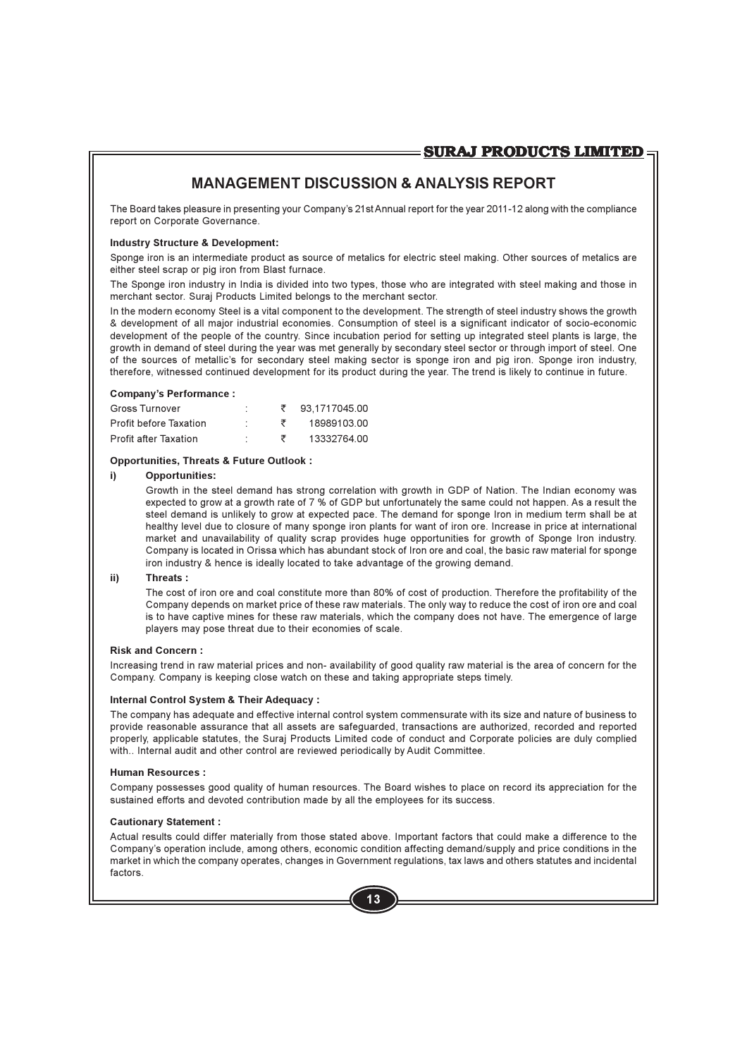## MANAGEMENT DISCUSSION & ANALYSIS REPORT

The Board takes pleasure in presenting your Company's 21st Annual report for the year 2011-12 along with the compliance report on Corporate Governance.

**Industry Structure & Development:**

Sponge iron is an intermediate product as source of metalics for electric steel making. Other sources of metalics are either steel scrap or pig iron from Blast furnace.

The Sponge iron industry in India is divided into two types, those who are integrated with steel making and those in merchant sector. Suraj Products Limited belongs to the merchant sector.

In the modern economy Steel is a vital component to the development. The strength of steel industry shows the growth & development of all major industrial economies. Consumption of steel is a significant indicator of socio-economic development of the people of the country. Since incubation period for setting up integrated steel plants is large, the growth in demand of steel during the year was met generally by secondary steel sector or through import of steel. One of the sources of metallic's for secondary steel making sector is sponge iron and pig iron. Sponge iron industry, therefore, witnessed continued development for its product during the year. The trend is likely to continue in future.

**Company's Performance :**

| | | | |
|---|---|---|---|
| Gross Turnover | : | ₹ | 93,1717045.00 |
| Profit before Taxation | : | ₹ | 18989103.00 |
| Profit after Taxation | : | ₹ | 13332764.00 |

**Opportunities, Threats & Future Outlook :**

**i) Opportunities:**

Growth in the steel demand has strong correlation with growth in GDP of Nation. The Indian economy was expected to grow at a growth rate of 7 % of GDP but unfortunately the same could not happen. As a result the steel demand is unlikely to grow at expected pace. The demand for sponge Iron in medium term shall be at healthy level due to closure of many sponge iron plants for want of iron ore. Increase in price at international market and unavailability of quality scrap provides huge opportunities for growth of Sponge Iron industry. Company is located in Orissa which has abundant stock of Iron ore and coal, the basic raw material for sponge iron industry & hence is ideally located to take advantage of the growing demand.

**ii) Threats :**

The cost of iron ore and coal constitute more than 80% of cost of production. Therefore the profitability of the Company depends on market price of these raw materials. The only way to reduce the cost of iron ore and coal is to have captive mines for these raw materials, which the company does not have. The emergence of large players may pose threat due to their economies of scale.

**Risk and Concern :**

Increasing trend in raw material prices and non- availability of good quality raw material is the area of concern for the Company. Company is keeping close watch on these and taking appropriate steps timely.

**Internal Control System & Their Adequacy :**

The company has adequate and effective internal control system commensurate with its size and nature of business to provide reasonable assurance that all assets are safeguarded, transactions are authorized, recorded and reported properly, applicable statutes, the Suraj Products Limited code of conduct and Corporate policies are duly complied with.. Internal audit and other control are reviewed periodically by Audit Committee.

**Human Resources :**

Company possesses good quality of human resources. The Board wishes to place on record its appreciation for the sustained efforts and devoted contribution made by all the employees for its success.

**Cautionary Statement :**

Actual results could differ materially from those stated above. Important factors that could make a difference to the Company's operation include, among others, economic condition affecting demand/supply and price conditions in the market in which the company operates, changes in Government regulations, tax laws and others statutes and incidental factors.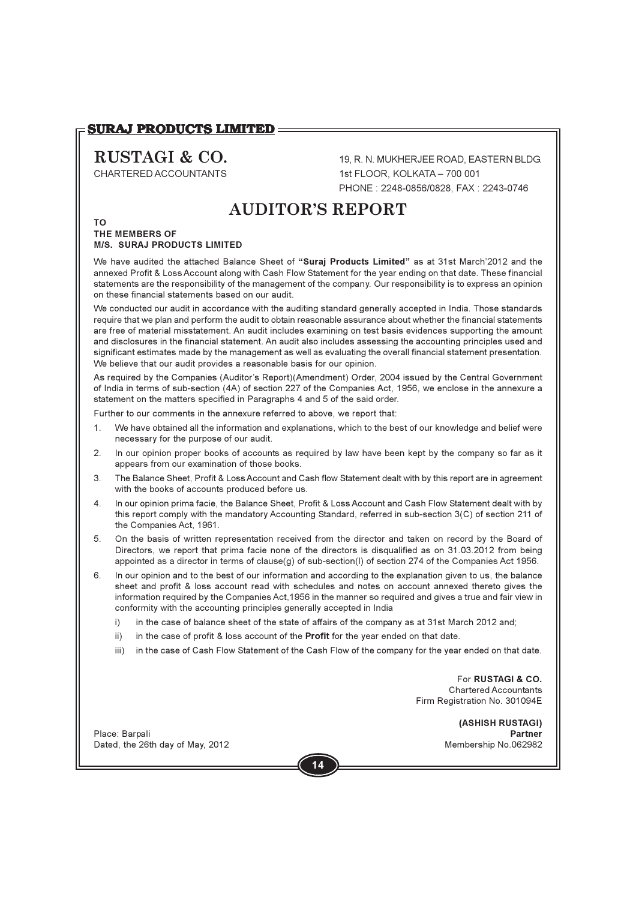# RUSTAGI & CO.

CHARTERED ACCOUNTANTS

19, R. N. MUKHERJEE ROAD, EASTERN BLDG.
1st FLOOR, KOLKATA – 700 001
PHONE : 2248-0856/0828, FAX : 2243-0746

## AUDITOR'S REPORT

**TO**
**THE MEMBERS OF**
**M/S. SURAJ PRODUCTS LIMITED**

We have audited the attached Balance Sheet of **"Suraj Products Limited"** as at 31st March'2012 and the annexed Profit & Loss Account along with Cash Flow Statement for the year ending on that date. These financial statements are the responsibility of the management of the company. Our responsibility is to express an opinion on these financial statements based on our audit.

We conducted our audit in accordance with the auditing standard generally accepted in India. Those standards require that we plan and perform the audit to obtain reasonable assurance about whether the financial statements are free of material misstatement. An audit includes examining on test basis evidences supporting the amount and disclosures in the financial statement. An audit also includes assessing the accounting principles used and significant estimates made by the management as well as evaluating the overall financial statement presentation. We believe that our audit provides a reasonable basis for our opinion.

As required by the Companies (Auditor's Report)(Amendment) Order, 2004 issued by the Central Government of India in terms of sub-section (4A) of section 227 of the Companies Act, 1956, we enclose in the annexure a statement on the matters specified in Paragraphs 4 and 5 of the said order.

Further to our comments in the annexure referred to above, we report that:

1. We have obtained all the information and explanations, which to the best of our knowledge and belief were necessary for the purpose of our audit.
2. In our opinion proper books of accounts as required by law have been kept by the company so far as it appears from our examination of those books.
3. The Balance Sheet, Profit & Loss Account and Cash flow Statement dealt with by this report are in agreement with the books of accounts produced before us.
4. In our opinion prima facie, the Balance Sheet, Profit & Loss Account and Cash Flow Statement dealt with by this report comply with the mandatory Accounting Standard, referred in sub-section 3(C) of section 211 of the Companies Act, 1961.
5. On the basis of written representation received from the director and taken on record by the Board of Directors, we report that prima facie none of the directors is disqualified as on 31.03.2012 from being appointed as a director in terms of clause(g) of sub-section(I) of section 274 of the Companies Act 1956.
6. In our opinion and to the best of our information and according to the explanation given to us, the balance sheet and profit & loss account read with schedules and notes on account annexed thereto gives the information required by the Companies Act,1956 in the manner so required and gives a true and fair view in conformity with the accounting principles generally accepted in India
   i) in the case of balance sheet of the state of affairs of the company as at 31st March 2012 and;
   ii) in the case of profit & loss account of the **Profit** for the year ended on that date.
   iii) in the case of Cash Flow Statement of the Cash Flow of the company for the year ended on that date.

For **RUSTAGI & CO.**
Chartered Accountants
Firm Registration No. 301094E

**(ASHISH RUSTAGI)**
**Partner**
Membership No.062982

Place: Barpali
Dated, the 26th day of May, 2012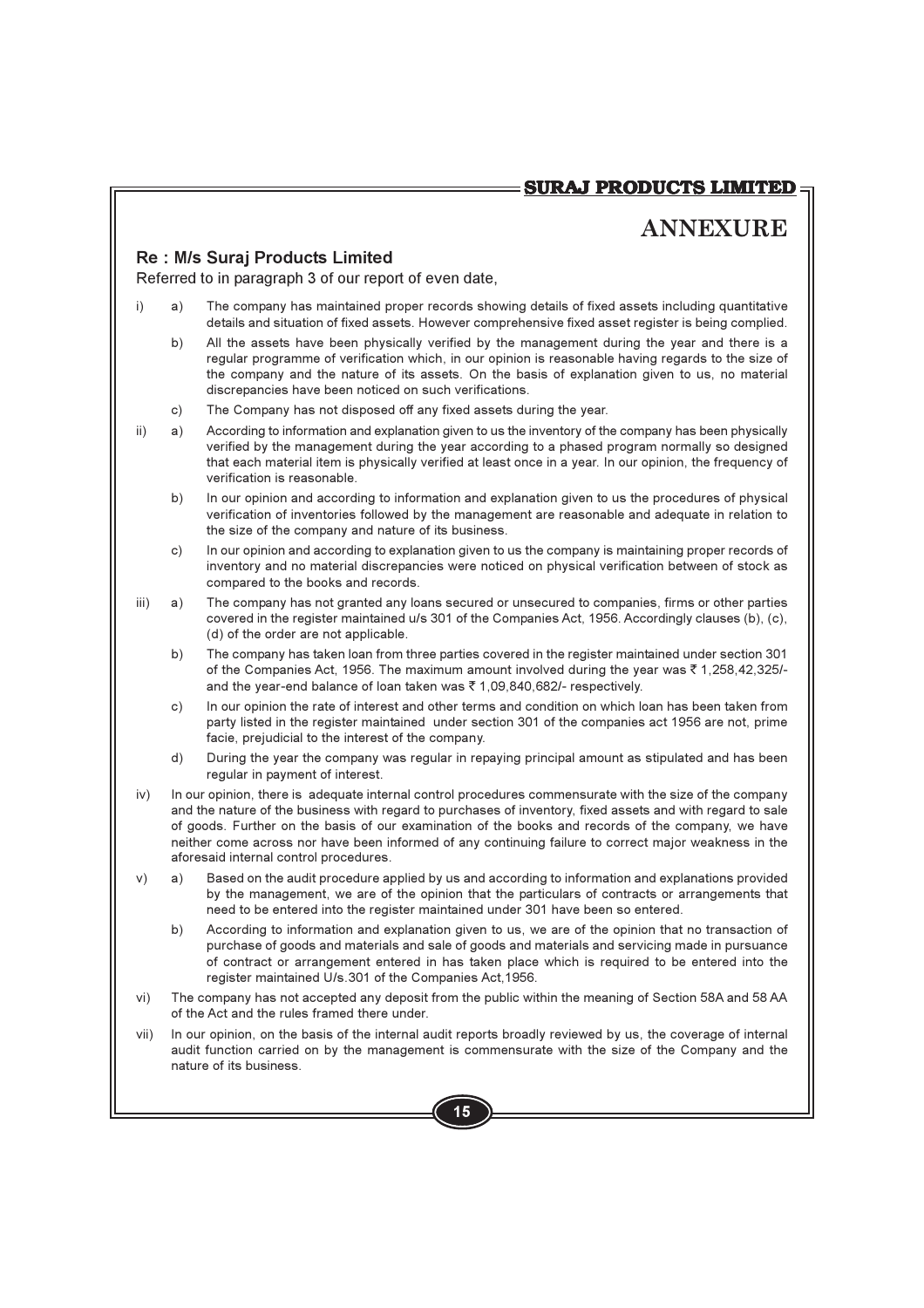# ANNEXURE

**Re : M/s Suraj Products Limited**

Referred to in paragraph 3 of our report of even date,

i) a) The company has maintained proper records showing details of fixed assets including quantitative details and situation of fixed assets. However comprehensive fixed asset register is being complied.

b) All the assets have been physically verified by the management during the year and there is a regular programme of verification which, in our opinion is reasonable having regards to the size of the company and the nature of its assets. On the basis of explanation given to us, no material discrepancies have been noticed on such verifications.

c) The Company has not disposed off any fixed assets during the year.

ii) a) According to information and explanation given to us the inventory of the company has been physically verified by the management during the year according to a phased program normally so designed that each material item is physically verified at least once in a year. In our opinion, the frequency of verification is reasonable.

b) In our opinion and according to information and explanation given to us the procedures of physical verification of inventories followed by the management are reasonable and adequate in relation to the size of the company and nature of its business.

c) In our opinion and according to explanation given to us the company is maintaining proper records of inventory and no material discrepancies were noticed on physical verification between of stock as compared to the books and records.

iii) a) The company has not granted any loans secured or unsecured to companies, firms or other parties covered in the register maintained u/s 301 of the Companies Act, 1956. Accordingly clauses (b), (c), (d) of the order are not applicable.

b) The company has taken loan from three parties covered in the register maintained under section 301 of the Companies Act, 1956. The maximum amount involved during the year was ₹ 1,258,42,325/- and the year-end balance of loan taken was ₹ 1,09,840,682/- respectively.

c) In our opinion the rate of interest and other terms and condition on which loan has been taken from party listed in the register maintained under section 301 of the companies act 1956 are not, prime facie, prejudicial to the interest of the company.

d) During the year the company was regular in repaying principal amount as stipulated and has been regular in payment of interest.

iv) In our opinion, there is adequate internal control procedures commensurate with the size of the company and the nature of the business with regard to purchases of inventory, fixed assets and with regard to sale of goods. Further on the basis of our examination of the books and records of the company, we have neither come across nor have been informed of any continuing failure to correct major weakness in the aforesaid internal control procedures.

v) a) Based on the audit procedure applied by us and according to information and explanations provided by the management, we are of the opinion that the particulars of contracts or arrangements that need to be entered into the register maintained under 301 have been so entered.

b) According to information and explanation given to us, we are of the opinion that no transaction of purchase of goods and materials and sale of goods and materials and servicing made in pursuance of contract or arrangement entered in has taken place which is required to be entered into the register maintained U/s.301 of the Companies Act,1956.

vi) The company has not accepted any deposit from the public within the meaning of Section 58A and 58 AA of the Act and the rules framed there under.

vii) In our opinion, on the basis of the internal audit reports broadly reviewed by us, the coverage of internal audit function carried on by the management is commensurate with the size of the Company and the nature of its business.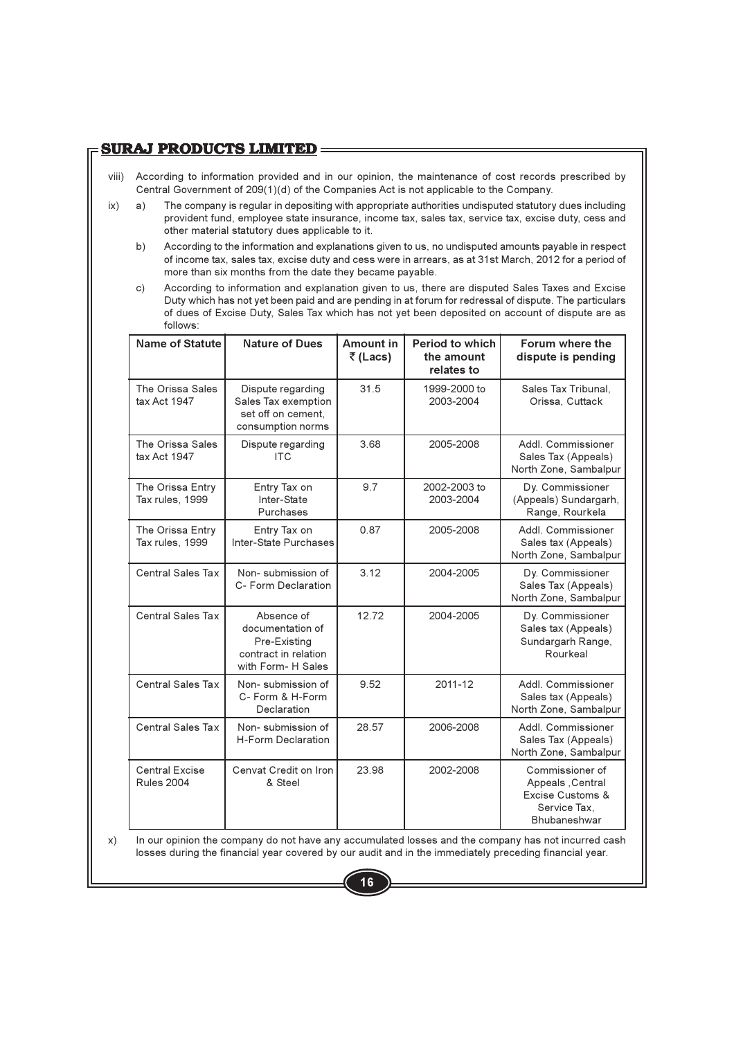viii) According to information provided and in our opinion, the maintenance of cost records prescribed by Central Government of 209(1)(d) of the Companies Act is not applicable to the Company.

ix) a) The company is regular in depositing with appropriate authorities undisputed statutory dues including provident fund, employee state insurance, income tax, sales tax, service tax, excise duty, cess and other material statutory dues applicable to it.

b) According to the information and explanations given to us, no undisputed amounts payable in respect of income tax, sales tax, excise duty and cess were in arrears, as at 31st March, 2012 for a period of more than six months from the date they became payable.

c) According to information and explanation given to us, there are disputed Sales Taxes and Excise Duty which has not yet been paid and are pending in at forum for redressal of dispute. The particulars of dues of Excise Duty, Sales Tax which has not yet been deposited on account of dispute are as follows:

| Name of Statute | Nature of Dues | Amount in ₹ (Lacs) | Period to which the amount relates to | Forum where the dispute is pending |
|---|---|---|---|---|
| The Orissa Sales tax Act 1947 | Dispute regarding Sales Tax exemption set off on cement, consumption norms | 31.5 | 1999-2000 to 2003-2004 | Sales Tax Tribunal, Orissa, Cuttack |
| The Orissa Sales tax Act 1947 | Dispute regarding ITC | 3.68 | 2005-2008 | Addl. Commissioner Sales Tax (Appeals) North Zone, Sambalpur |
| The Orissa Entry Tax rules, 1999 | Entry Tax on Inter-State Purchases | 9.7 | 2002-2003 to 2003-2004 | Dy. Commissioner (Appeals) Sundargarh, Range, Rourkela |
| The Orissa Entry Tax rules, 1999 | Entry Tax on Inter-State Purchases | 0.87 | 2005-2008 | Addl. Commissioner Sales tax (Appeals) North Zone, Sambalpur |
| Central Sales Tax | Non- submission of C- Form Declaration | 3.12 | 2004-2005 | Dy. Commissioner Sales Tax (Appeals) North Zone, Sambalpur |
| Central Sales Tax | Absence of documentation of Pre-Existing contract in relation with Form- H Sales | 12.72 | 2004-2005 | Dy. Commissioner Sales tax (Appeals) Sundargarh Range, Rourkeal |
| Central Sales Tax | Non- submission of C- Form & H-Form Declaration | 9.52 | 2011-12 | Addl. Commissioner Sales tax (Appeals) North Zone, Sambalpur |
| Central Sales Tax | Non- submission of H-Form Declaration | 28.57 | 2006-2008 | Addl. Commissioner Sales Tax (Appeals) North Zone, Sambalpur |
| Central Excise Rules 2004 | Cenvat Credit on Iron & Steel | 23.98 | 2002-2008 | Commissioner of Appeals ,Central Excise Customs & Service Tax, Bhubaneshwar |

x) In our opinion the company do not have any accumulated losses and the company has not incurred cash losses during the financial year covered by our audit and in the immediately preceding financial year.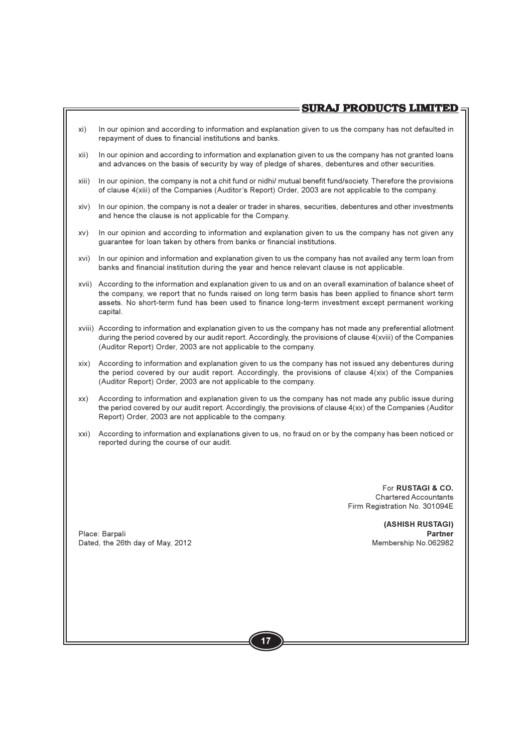xi) In our opinion and according to information and explanation given to us the company has not defaulted in repayment of dues to financial institutions and banks.

xii) In our opinion and according to information and explanation given to us the company has not granted loans and advances on the basis of security by way of pledge of shares, debentures and other securities.

xiii) In our opinion, the company is not a chit fund or nidhi/ mutual benefit fund/society. Therefore the provisions of clause 4(xiii) of the Companies (Auditor's Report) Order, 2003 are not applicable to the company.

xiv) In our opinion, the company is not a dealer or trader in shares, securities, debentures and other investments and hence the clause is not applicable for the Company.

xv) In our opinion and according to information and explanation given to us the company has not given any guarantee for loan taken by others from banks or financial institutions.

xvi) In our opinion and information and explanation given to us the company has not availed any term loan from banks and financial institution during the year and hence relevant clause is not applicable.

xvii) According to the information and explanation given to us and on an overall examination of balance sheet of the company, we report that no funds raised on long term basis has been applied to finance short term assets. No short-term fund has been used to finance long-term investment except permanent working capital.

xviii) According to information and explanation given to us the company has not made any preferential allotment during the period covered by our audit report. Accordingly, the provisions of clause 4(xviii) of the Companies (Auditor Report) Order, 2003 are not applicable to the company.

xix) According to information and explanation given to us the company has not issued any debentures during the period covered by our audit report. Accordingly, the provisions of clause 4(xix) of the Companies (Auditor Report) Order, 2003 are not applicable to the company.

xx) According to information and explanation given to us the company has not made any public issue during the period covered by our audit report. Accordingly, the provisions of clause 4(xx) of the Companies (Auditor Report) Order, 2003 are not applicable to the company.

xxi) According to information and explanations given to us, no fraud on or by the company has been noticed or reported during the course of our audit.

For **RUSTAGI & CO.**
Chartered Accountants
Firm Registration No. 301094E

**(ASHISH RUSTAGI)**
**Partner**
Membership No.062982

Place: Barpali
Dated, the 26th day of May, 2012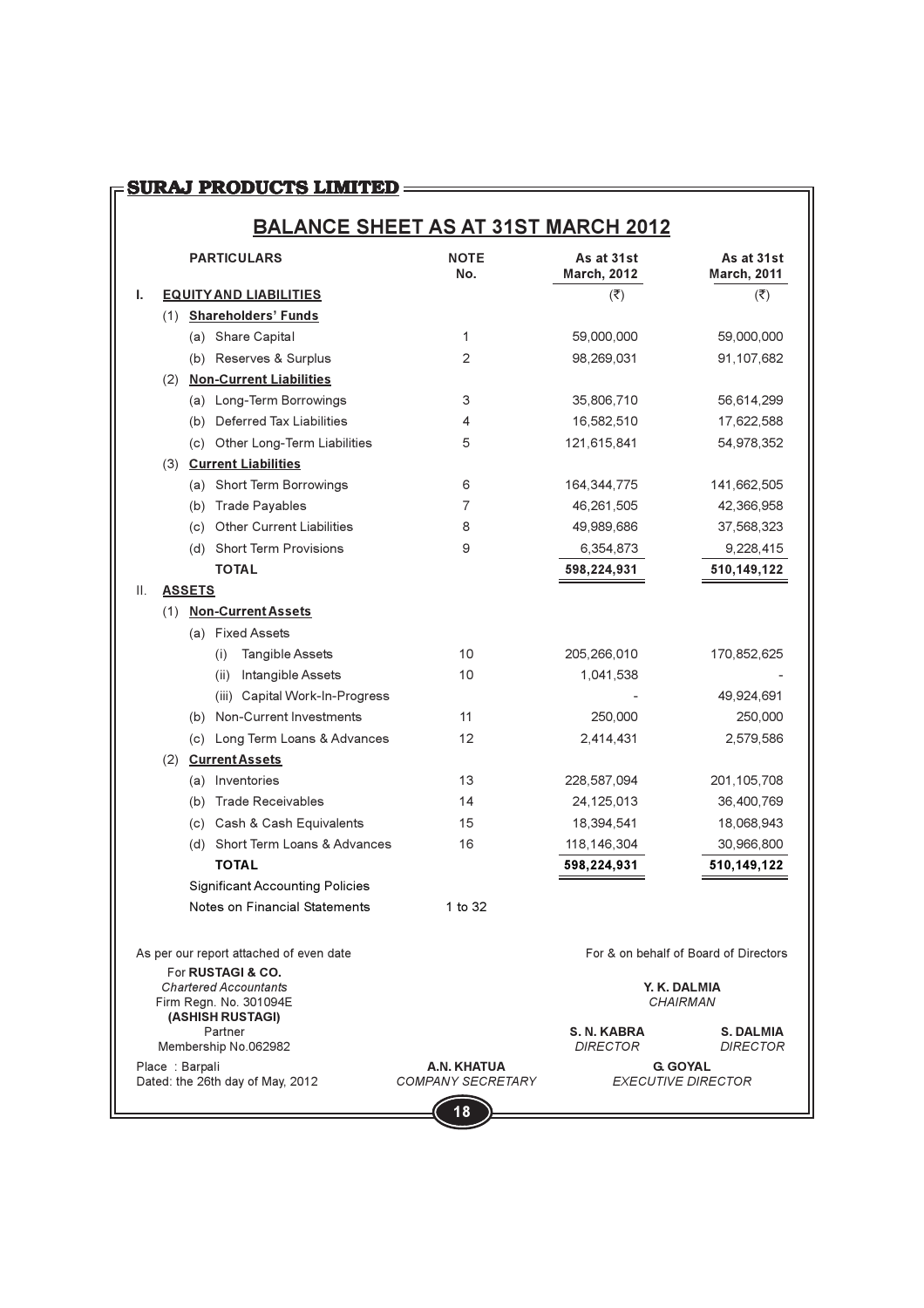**SURAJ PRODUCTS LIMITED**

## BALANCE SHEET AS AT 31ST MARCH 2012

| PARTICULARS | NOTE No. | As at 31st March, 2012 | As at 31st March, 2011 |
|---|---|---|---|
| **I. EQUITY AND LIABILITIES** | | (₹) | (₹) |
| (1) **Shareholders' Funds** | | | |
| (a) Share Capital | 1 | 59,000,000 | 59,000,000 |
| (b) Reserves & Surplus | 2 | 98,269,031 | 91,107,682 |
| (2) **Non-Current Liabilities** | | | |
| (a) Long-Term Borrowings | 3 | 35,806,710 | 56,614,299 |
| (b) Deferred Tax Liabilities | 4 | 16,582,510 | 17,622,588 |
| (c) Other Long-Term Liabilities | 5 | 121,615,841 | 54,978,352 |
| (3) **Current Liabilities** | | | |
| (a) Short Term Borrowings | 6 | 164,344,775 | 141,662,505 |
| (b) Trade Payables | 7 | 46,261,505 | 42,366,958 |
| (c) Other Current Liabilities | 8 | 49,989,686 | 37,568,323 |
| (d) Short Term Provisions | 9 | 6,354,873 | 9,228,415 |
| **TOTAL** | | **598,224,931** | **510,149,122** |
| **II. ASSETS** | | | |
| (1) **Non-Current Assets** | | | |
| (a) Fixed Assets | | | |
| (i) Tangible Assets | 10 | 205,266,010 | 170,852,625 |
| (ii) Intangible Assets | 10 | 1,041,538 | - |
| (iii) Capital Work-In-Progress | | - | 49,924,691 |
| (b) Non-Current Investments | 11 | 250,000 | 250,000 |
| (c) Long Term Loans & Advances | 12 | 2,414,431 | 2,579,586 |
| (2) **Current Assets** | | | |
| (a) Inventories | 13 | 228,587,094 | 201,105,708 |
| (b) Trade Receivables | 14 | 24,125,013 | 36,400,769 |
| (c) Cash & Cash Equivalents | 15 | 18,394,541 | 18,068,943 |
| (d) Short Term Loans & Advances | 16 | 118,146,304 | 30,966,800 |
| **TOTAL** | | **598,224,931** | **510,149,122** |
| Significant Accounting Policies | | | |
| Notes on Financial Statements | 1 to 32 | | |

As per our report attached of even date

For **RUSTAGI & CO.**
*Chartered Accountants*
Firm Regn. No. 301094E
**(ASHISH RUSTAGI)**
Partner
Membership No.062982

Place : Barpali
Dated: the 26th day of May, 2012

For & on behalf of Board of Directors

**Y. K. DALMIA**
*CHAIRMAN*

**S. N. KABRA**
*DIRECTOR*

**S. DALMIA**
*DIRECTOR*

**A.N. KHATUA**
*COMPANY SECRETARY*

**G. GOYAL**
*EXECUTIVE DIRECTOR*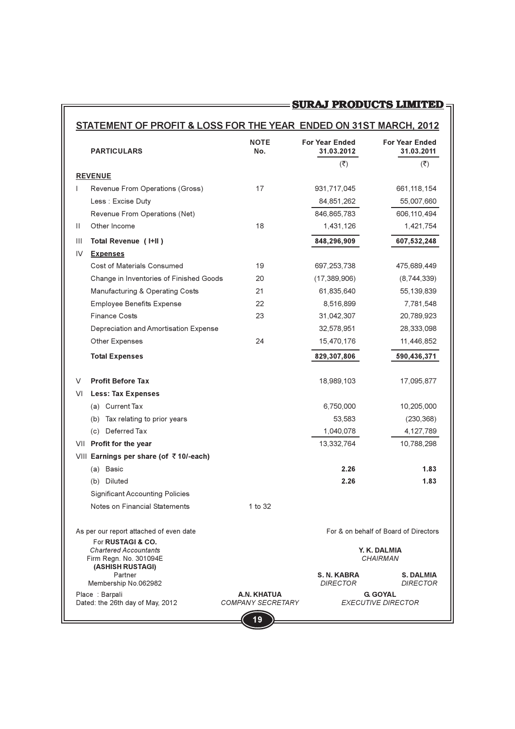## STATEMENT OF PROFIT & LOSS FOR THE YEAR ENDED ON 31ST MARCH, 2012

| | PARTICULARS | NOTE No. | For Year Ended 31.03.2012 | For Year Ended 31.03.2011 |
|---|---|---|---|---|
| | | | (₹) | (₹) |
| | **REVENUE** | | | |
| I | Revenue From Operations (Gross) | 17 | 931,717,045 | 661,118,154 |
| | Less : Excise Duty | | 84,851,262 | 55,007,660 |
| | Revenue From Operations (Net) | | 846,865,783 | 606,110,494 |
| II | Other Income | 18 | 1,431,126 | 1,421,754 |
| III | **Total Revenue ( I+II )** | | **848,296,909** | **607,532,248** |
| IV | **Expenses** | | | |
| | Cost of Materials Consumed | 19 | 697,253,738 | 475,689,449 |
| | Change in Inventories of Finished Goods | 20 | (17,389,906) | (8,744,339) |
| | Manufacturing & Operating Costs | 21 | 61,835,640 | 55,139,839 |
| | Employee Benefits Expense | 22 | 8,516,899 | 7,781,548 |
| | Finance Costs | 23 | 31,042,307 | 20,789,923 |
| | Depreciation and Amortisation Expense | | 32,578,951 | 28,333,098 |
| | Other Expenses | 24 | 15,470,176 | 11,446,852 |
| | **Total Expenses** | | **829,307,806** | **590,436,371** |
| V | **Profit Before Tax** | | 18,989,103 | 17,095,877 |
| VI | **Less: Tax Expenses** | | | |
| | (a) Current Tax | | 6,750,000 | 10,205,000 |
| | (b) Tax relating to prior years | | 53,583 | (230,368) |
| | (c) Deferred Tax | | 1,040,078 | 4,127,789 |
| VII | **Profit for the year** | | 13,332,764 | 10,788,298 |
| VIII | **Earnings per share (of ₹ 10/-each)** | | | |
| | (a) Basic | | **2.26** | **1.83** |
| | (b) Diluted | | **2.26** | **1.83** |
| | Significant Accounting Policies | | | |
| | Notes on Financial Statements | 1 to 32 | | |

As per our report attached of even date

For **RUSTAGI & CO.**
*Chartered Accountants*
Firm Regn. No. 301094E
**(ASHISH RUSTAGI)**
Partner
Membership No.062982

Place : Barpali
Dated: the 26th day of May, 2012

For & on behalf of Board of Directors

**Y. K. DALMIA**
*CHAIRMAN*

**S. N. KABRA**
*DIRECTOR*

**S. DALMIA**
*DIRECTOR*

**A.N. KHATUA**
*COMPANY SECRETARY*

**G. GOYAL**
*EXECUTIVE DIRECTOR*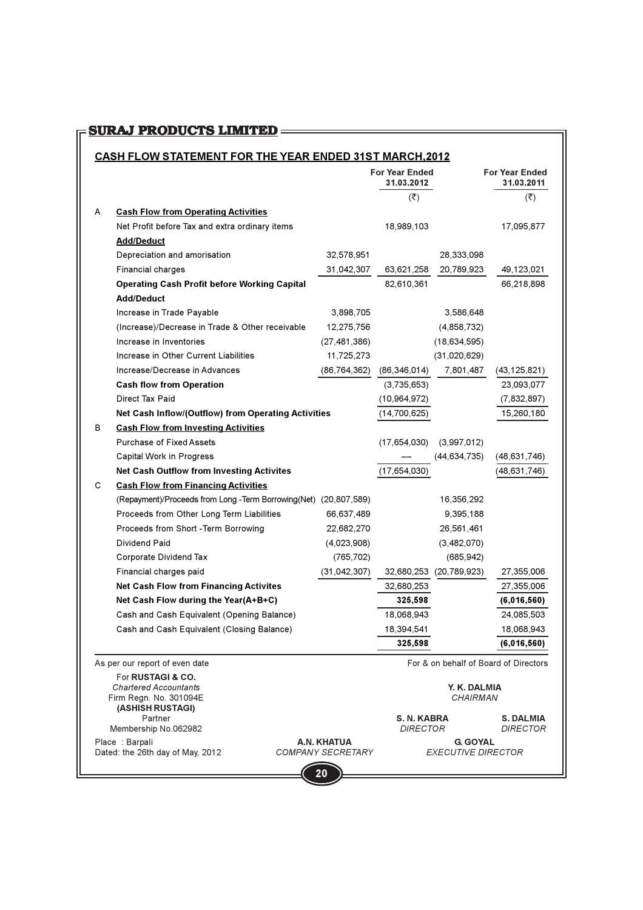## SURAJ PRODUCTS LIMITED

### CASH FLOW STATEMENT FOR THE YEAR ENDED 31ST MARCH,2012

| | | | For Year Ended 31.03.2012 | | For Year Ended 31.03.2011 |
|---|---|---|---|---|---|
| | | | (₹) | | (₹) |
| A | **Cash Flow from Operating Activities** | | | | |
| | Net Profit before Tax and extra ordinary items | | 18,989,103 | | 17,095,877 |
| | **Add/Deduct** | | | | |
| | Depreciation and amorisation | 32,578,951 | | 28,333,098 | |
| | Financial charges | 31,042,307 | 63,621,258 | 20,789,923 | 49,123,021 |
| | **Operating Cash Profit before Working Capital** | | 82,610,361 | | 66,218,898 |
| | **Add/Deduct** | | | | |
| | Increase in Trade Payable | 3,898,705 | | 3,586,648 | |
| | (Increase)/Decrease in Trade & Other receivable | 12,275,756 | | (4,858,732) | |
| | Increase in Inventories | (27,481,386) | | (18,634,595) | |
| | Increase in Other Current Liabilities | 11,725,273 | | (31,020,629) | |
| | Increase/Decrease in Advances | (86,764,362) | (86,346,014) | 7,801,487 | (43,125,821) |
| | **Cash flow from Operation** | | (3,735,653) | | 23,093,077 |
| | Direct Tax Paid | | (10,964,972) | | (7,832,897) |
| | **Net Cash Inflow/(Outflow) from Operating Activities** | | (14,700,625) | | 15,260,180 |
| B | **Cash Flow from Investing Activities** | | | | |
| | Purchase of Fixed Assets | | (17,654,030) | (3,997,012) | |
| | Capital Work in Progress | | –– | (44,634,735) | (48,631,746) |
| | **Net Cash Outflow from Investing Activites** | | (17,654,030) | | (48,631,746) |
| C | **Cash Flow from Financing Activities** | | | | |
| | (Repayment)/Proceeds from Long -Term Borrowing(Net) | (20,807,589) | | 16,356,292 | |
| | Proceeds from Other Long Term Liabilities | 66,637,489 | | 9,395,188 | |
| | Proceeds from Short -Term Borrowing | 22,682,270 | | 26,561,461 | |
| | Dividend Paid | (4,023,908) | | (3,482,070) | |
| | Corporate Dividend Tax | (765,702) | | (685,942) | |
| | Financial charges paid | (31,042,307) | 32,680,253 | (20,789,923) | 27,355,006 |
| | **Net Cash Flow from Financing Activites** | | 32,680,253 | | 27,355,006 |
| | **Net Cash Flow during the Year(A+B+C)** | | **325,598** | | **(6,016,560)** |
| | Cash and Cash Equivalent (Opening Balance) | | 18,068,943 | | 24,085,503 |
| | Cash and Cash Equivalent (Closing Balance) | | 18,394,541 | | 18,068,943 |
| | | | **325,598** | | **(6,016,560)** |

As per our report of even date

For **RUSTAGI & CO.**
*Chartered Accountants*
Firm Regn. No. 301094E
**(ASHISH RUSTAGI)**
Partner
Membership No.062982

Place : Barpali
Dated: the 26th day of May, 2012

For & on behalf of Board of Directors

**Y. K. DALMIA**
*CHAIRMAN*

**S. N. KABRA**
*DIRECTOR*

**S. DALMIA**
*DIRECTOR*

**A.N. KHATUA**
*COMPANY SECRETARY*

**G. GOYAL**
*EXECUTIVE DIRECTOR*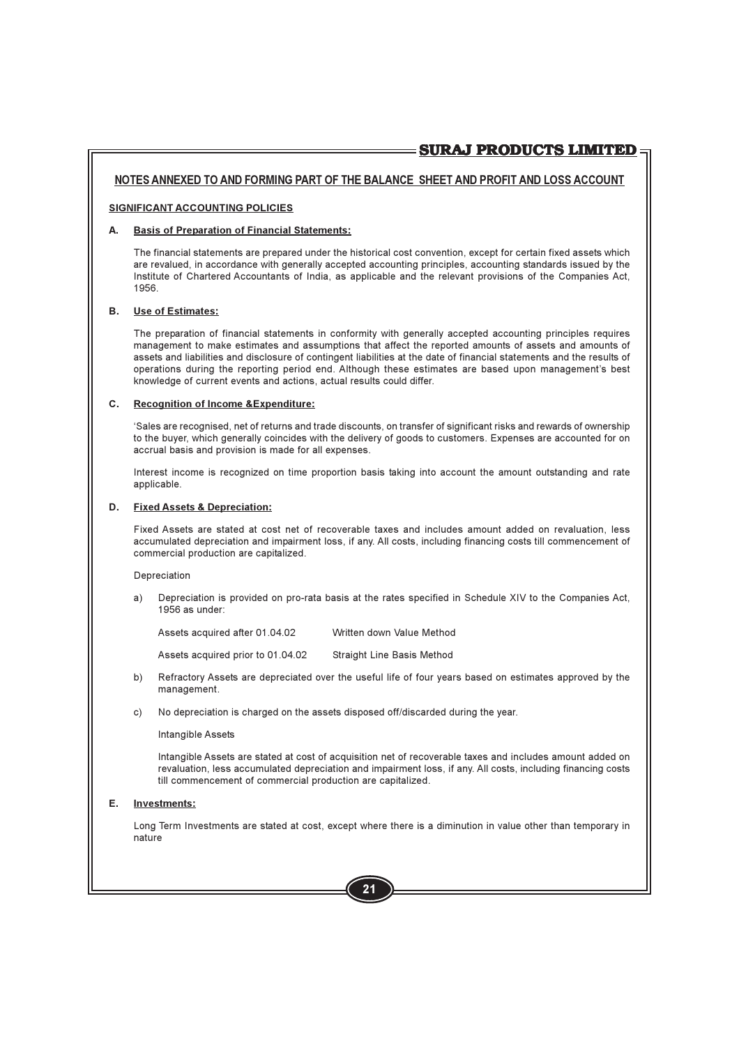## NOTES ANNEXED TO AND FORMING PART OF THE BALANCE SHEET AND PROFIT AND LOSS ACCOUNT

### SIGNIFICANT ACCOUNTING POLICIES

**A. Basis of Preparation of Financial Statements:**

The financial statements are prepared under the historical cost convention, except for certain fixed assets which are revalued, in accordance with generally accepted accounting principles, accounting standards issued by the Institute of Chartered Accountants of India, as applicable and the relevant provisions of the Companies Act, 1956.

**B. Use of Estimates:**

The preparation of financial statements in conformity with generally accepted accounting principles requires management to make estimates and assumptions that affect the reported amounts of assets and amounts of assets and liabilities and disclosure of contingent liabilities at the date of financial statements and the results of operations during the reporting period end. Although these estimates are based upon management's best knowledge of current events and actions, actual results could differ.

**C. Recognition of Income &Expenditure:**

'Sales are recognised, net of returns and trade discounts, on transfer of significant risks and rewards of ownership to the buyer, which generally coincides with the delivery of goods to customers. Expenses are accounted for on accrual basis and provision is made for all expenses.

Interest income is recognized on time proportion basis taking into account the amount outstanding and rate applicable.

**D. Fixed Assets & Depreciation:**

Fixed Assets are stated at cost net of recoverable taxes and includes amount added on revaluation, less accumulated depreciation and impairment loss, if any. All costs, including financing costs till commencement of commercial production are capitalized.

Depreciation

a) Depreciation is provided on pro-rata basis at the rates specified in Schedule XIV to the Companies Act, 1956 as under:

| | |
|---|---|
| Assets acquired after 01.04.02 | Written down Value Method |
| Assets acquired prior to 01.04.02 | Straight Line Basis Method |

b) Refractory Assets are depreciated over the useful life of four years based on estimates approved by the management.

c) No depreciation is charged on the assets disposed off/discarded during the year.

Intangible Assets

Intangible Assets are stated at cost of acquisition net of recoverable taxes and includes amount added on revaluation, less accumulated depreciation and impairment loss, if any. All costs, including financing costs till commencement of commercial production are capitalized.

**E. Investments:**

Long Term Investments are stated at cost, except where there is a diminution in value other than temporary in nature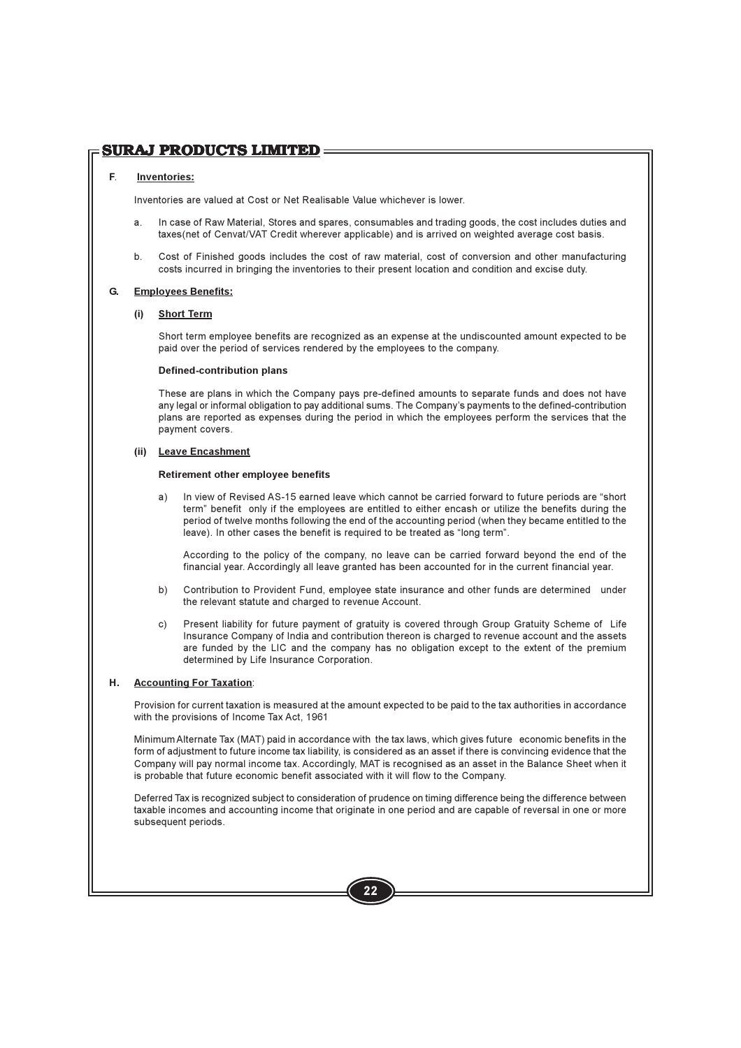**F. Inventories:**

Inventories are valued at Cost or Net Realisable Value whichever is lower.

a. In case of Raw Material, Stores and spares, consumables and trading goods, the cost includes duties and taxes(net of Cenvat/VAT Credit wherever applicable) and is arrived on weighted average cost basis.

b. Cost of Finished goods includes the cost of raw material, cost of conversion and other manufacturing costs incurred in bringing the inventories to their present location and condition and excise duty.

**G. Employees Benefits:**

**(i) Short Term**

Short term employee benefits are recognized as an expense at the undiscounted amount expected to be paid over the period of services rendered by the employees to the company.

**Defined-contribution plans**

These are plans in which the Company pays pre-defined amounts to separate funds and does not have any legal or informal obligation to pay additional sums. The Company's payments to the defined-contribution plans are reported as expenses during the period in which the employees perform the services that the payment covers.

**(ii) Leave Encashment**

**Retirement other employee benefits**

a) In view of Revised AS-15 earned leave which cannot be carried forward to future periods are "short term" benefit only if the employees are entitled to either encash or utilize the benefits during the period of twelve months following the end of the accounting period (when they became entitled to the leave). In other cases the benefit is required to be treated as "long term".

According to the policy of the company, no leave can be carried forward beyond the end of the financial year. Accordingly all leave granted has been accounted for in the current financial year.

b) Contribution to Provident Fund, employee state insurance and other funds are determined under the relevant statute and charged to revenue Account.

c) Present liability for future payment of gratuity is covered through Group Gratuity Scheme of Life Insurance Company of India and contribution thereon is charged to revenue account and the assets are funded by the LIC and the company has no obligation except to the extent of the premium determined by Life Insurance Corporation.

**H. Accounting For Taxation:**

Provision for current taxation is measured at the amount expected to be paid to the tax authorities in accordance with the provisions of Income Tax Act, 1961

Minimum Alternate Tax (MAT) paid in accordance with the tax laws, which gives future economic benefits in the form of adjustment to future income tax liability, is considered as an asset if there is convincing evidence that the Company will pay normal income tax. Accordingly, MAT is recognised as an asset in the Balance Sheet when it is probable that future economic benefit associated with it will flow to the Company.

Deferred Tax is recognized subject to consideration of prudence on timing difference being the difference between taxable incomes and accounting income that originate in one period and are capable of reversal in one or more subsequent periods.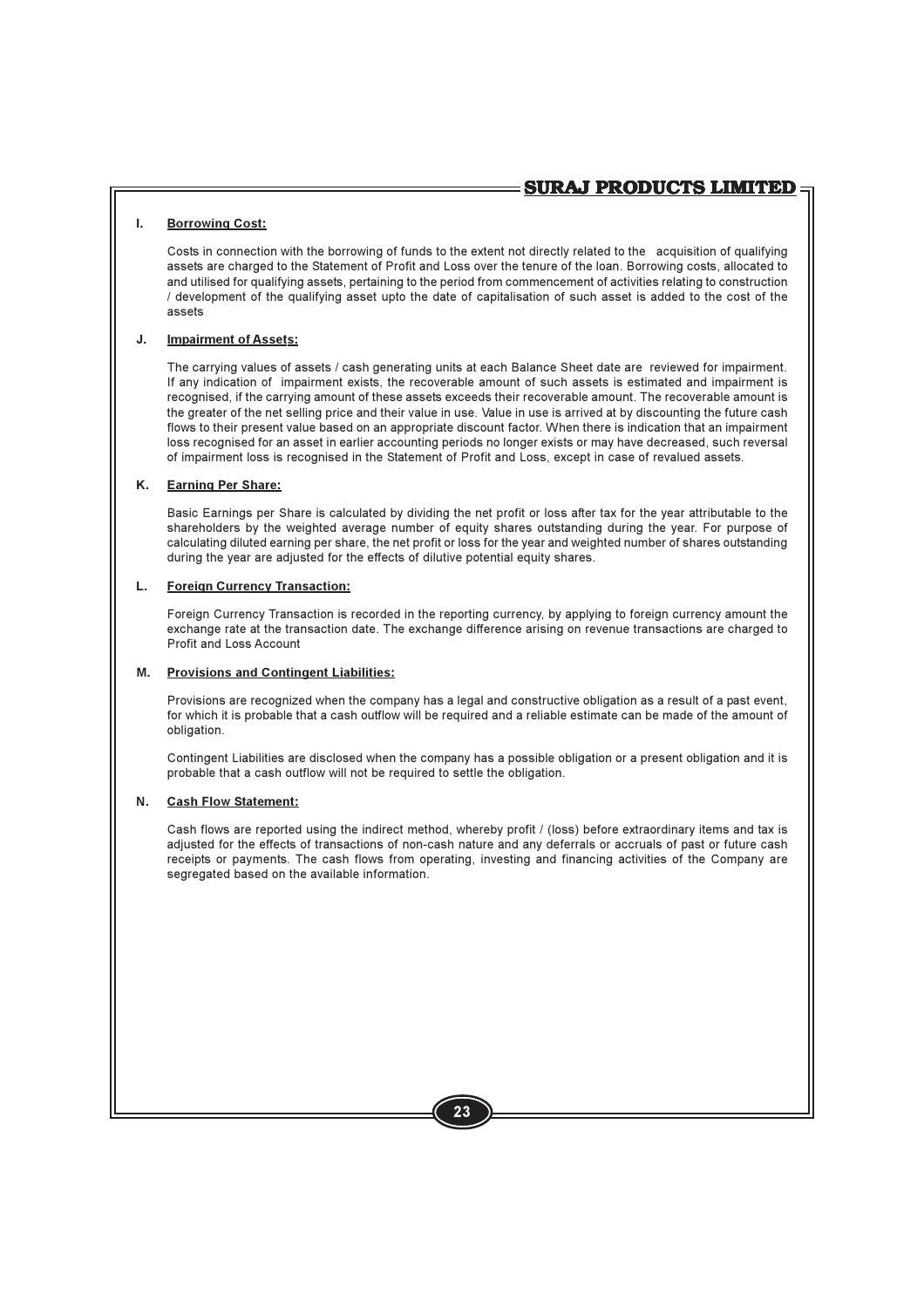**I. Borrowing Cost:**

Costs in connection with the borrowing of funds to the extent not directly related to the acquisition of qualifying assets are charged to the Statement of Profit and Loss over the tenure of the loan. Borrowing costs, allocated to and utilised for qualifying assets, pertaining to the period from commencement of activities relating to construction / development of the qualifying asset upto the date of capitalisation of such asset is added to the cost of the assets

**J. Impairment of Assets:**

The carrying values of assets / cash generating units at each Balance Sheet date are reviewed for impairment. If any indication of impairment exists, the recoverable amount of such assets is estimated and impairment is recognised, if the carrying amount of these assets exceeds their recoverable amount. The recoverable amount is the greater of the net selling price and their value in use. Value in use is arrived at by discounting the future cash flows to their present value based on an appropriate discount factor. When there is indication that an impairment loss recognised for an asset in earlier accounting periods no longer exists or may have decreased, such reversal of impairment loss is recognised in the Statement of Profit and Loss, except in case of revalued assets.

**K. Earning Per Share:**

Basic Earnings per Share is calculated by dividing the net profit or loss after tax for the year attributable to the shareholders by the weighted average number of equity shares outstanding during the year. For purpose of calculating diluted earning per share, the net profit or loss for the year and weighted number of shares outstanding during the year are adjusted for the effects of dilutive potential equity shares.

**L. Foreign Currency Transaction:**

Foreign Currency Transaction is recorded in the reporting currency, by applying to foreign currency amount the exchange rate at the transaction date. The exchange difference arising on revenue transactions are charged to Profit and Loss Account

**M. Provisions and Contingent Liabilities:**

Provisions are recognized when the company has a legal and constructive obligation as a result of a past event, for which it is probable that a cash outflow will be required and a reliable estimate can be made of the amount of obligation.

Contingent Liabilities are disclosed when the company has a possible obligation or a present obligation and it is probable that a cash outflow will not be required to settle the obligation.

**N. Cash Flow Statement:**

Cash flows are reported using the indirect method, whereby profit / (loss) before extraordinary items and tax is adjusted for the effects of transactions of non-cash nature and any deferrals or accruals of past or future cash receipts or payments. The cash flows from operating, investing and financing activities of the Company are segregated based on the available information.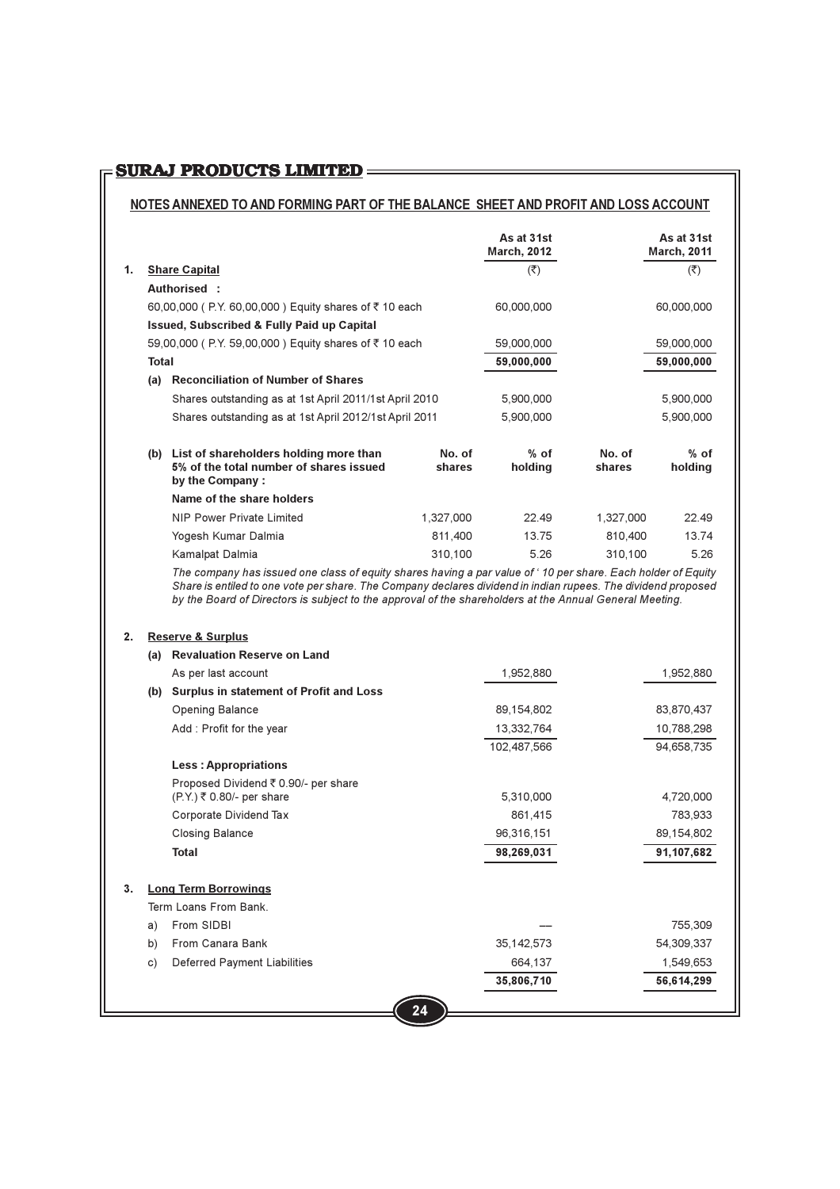## NOTES ANNEXED TO AND FORMING PART OF THE BALANCE SHEET AND PROFIT AND LOSS ACCOUNT

| | | | As at 31st March, 2012 | | As at 31st March, 2011 |
|---|---|---|---|---|---|
| **1.** | **Share Capital** | | (₹) | | (₹) |
| | **Authorised :** | | | | |
| | 60,00,000 ( P.Y. 60,00,000 ) Equity shares of ₹ 10 each | | 60,000,000 | | 60,000,000 |
| | **Issued, Subscribed & Fully Paid up Capital** | | | | |
| | 59,00,000 ( P.Y. 59,00,000 ) Equity shares of ₹ 10 each | | 59,000,000 | | 59,000,000 |
| | **Total** | | **59,000,000** | | **59,000,000** |
| | **(a) Reconciliation of Number of Shares** | | | | |
| | Shares outstanding as at 1st April 2011/1st April 2010 | | 5,900,000 | | 5,900,000 |
| | Shares outstanding as at 1st April 2012/1st April 2011 | | 5,900,000 | | 5,900,000 |
| | **(b) List of shareholders holding more than 5% of the total number of shares issued by the Company :** | **No. of shares** | **% of holding** | **No. of shares** | **% of holding** |
| | **Name of the share holders** | | | | |
| | NIP Power Private Limited | 1,327,000 | 22.49 | 1,327,000 | 22.49 |
| | Yogesh Kumar Dalmia | 811,400 | 13.75 | 810,400 | 13.74 |
| | Kamalpat Dalmia | 310,100 | 5.26 | 310,100 | 5.26 |

*The company has issued one class of equity shares having a par value of ' 10 per share. Each holder of Equity Share is entiled to one vote per share. The Company declares dividend in indian rupees. The dividend proposed by the Board of Directors is subject to the approval of the shareholders at the Annual General Meeting.*

| | | As at 31st March, 2012 | As at 31st March, 2011 |
|---|---|---|---|
| **2.** | **Reserve & Surplus** | | |
| | **(a) Revaluation Reserve on Land** | | |
| | As per last account | 1,952,880 | 1,952,880 |
| | **(b) Surplus in statement of Profit and Loss** | | |
| | Opening Balance | 89,154,802 | 83,870,437 |
| | Add : Profit for the year | 13,332,764 | 10,788,298 |
| | | 102,487,566 | 94,658,735 |
| | **Less : Appropriations** | | |
| | Proposed Dividend ₹ 0.90/- per share (P.Y.) ₹ 0.80/- per share | 5,310,000 | 4,720,000 |
| | Corporate Dividend Tax | 861,415 | 783,933 |
| | Closing Balance | 96,316,151 | 89,154,802 |
| | **Total** | **98,269,031** | **91,107,682** |
| **3.** | **Long Term Borrowings** | | |
| | Term Loans From Bank. | | |
| | a) From SIDBI | --- | 755,309 |
| | b) From Canara Bank | 35,142,573 | 54,309,337 |
| | c) Deferred Payment Liabilities | 664,137 | 1,549,653 |
| | | **35,806,710** | **56,614,299** |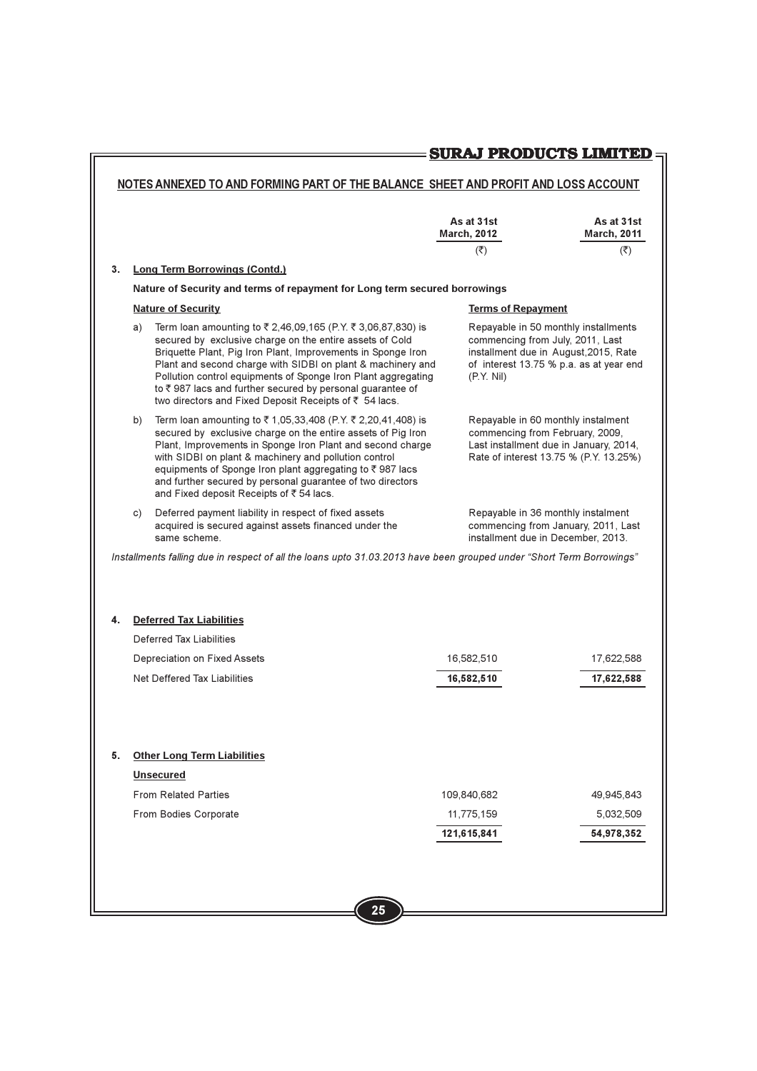## NOTES ANNEXED TO AND FORMING PART OF THE BALANCE SHEET AND PROFIT AND LOSS ACCOUNT

| | As at 31st March, 2012 (₹) | As at 31st March, 2011 (₹) |
|---|---|---|

**3. Long Term Borrowings (Contd.)**

**Nature of Security and terms of repayment for Long term secured borrowings**

| Nature of Security | Terms of Repayment |
|---|---|
| a) Term loan amounting to ₹ 2,46,09,165 (P.Y. ₹ 3,06,87,830) is secured by exclusive charge on the entire assets of Cold Briquette Plant, Pig Iron Plant, Improvements in Sponge Iron Plant and second charge with SIDBI on plant & machinery and Pollution control equipments of Sponge Iron Plant aggregating to ₹ 987 lacs and further secured by personal guarantee of two directors and Fixed Deposit Receipts of ₹ 54 lacs. | Repayable in 50 monthly installments commencing from July, 2011, Last installment due in August,2015, Rate of interest 13.75 % p.a. as at year end (P.Y. Nil) |
| b) Term loan amounting to ₹ 1,05,33,408 (P.Y. ₹ 2,20,41,408) is secured by exclusive charge on the entire assets of Pig Iron Plant, Improvements in Sponge Iron Plant and second charge with SIDBI on plant & machinery and pollution control equipments of Sponge Iron plant aggregating to ₹ 987 lacs and further secured by personal guarantee of two directors and Fixed deposit Receipts of ₹ 54 lacs. | Repayable in 60 monthly instalment commencing from February, 2009, Last installment due in January, 2014, Rate of interest 13.75 % (P.Y. 13.25%) |
| c) Deferred payment liability in respect of fixed assets acquired is secured against assets financed under the same scheme. | Repayable in 36 monthly instalment commencing from January, 2011, Last installment due in December, 2013. |

*Installments falling due in respect of all the loans upto 31.03.2013 have been grouped under "Short Term Borrowings"*

**4. Deferred Tax Liabilities**

| | As at 31st March, 2012 (₹) | As at 31st March, 2011 (₹) |
|---|---|---|
| Deferred Tax Liabilities | | |
| Depreciation on Fixed Assets | 16,582,510 | 17,622,588 |
| Net Deffered Tax Liabilities | **16,582,510** | **17,622,588** |

**5. Other Long Term Liabilities**

| | As at 31st March, 2012 (₹) | As at 31st March, 2011 (₹) |
|---|---|---|
| **Unsecured** | | |
| From Related Parties | 109,840,682 | 49,945,843 |
| From Bodies Corporate | 11,775,159 | 5,032,509 |
| | **121,615,841** | **54,978,352** |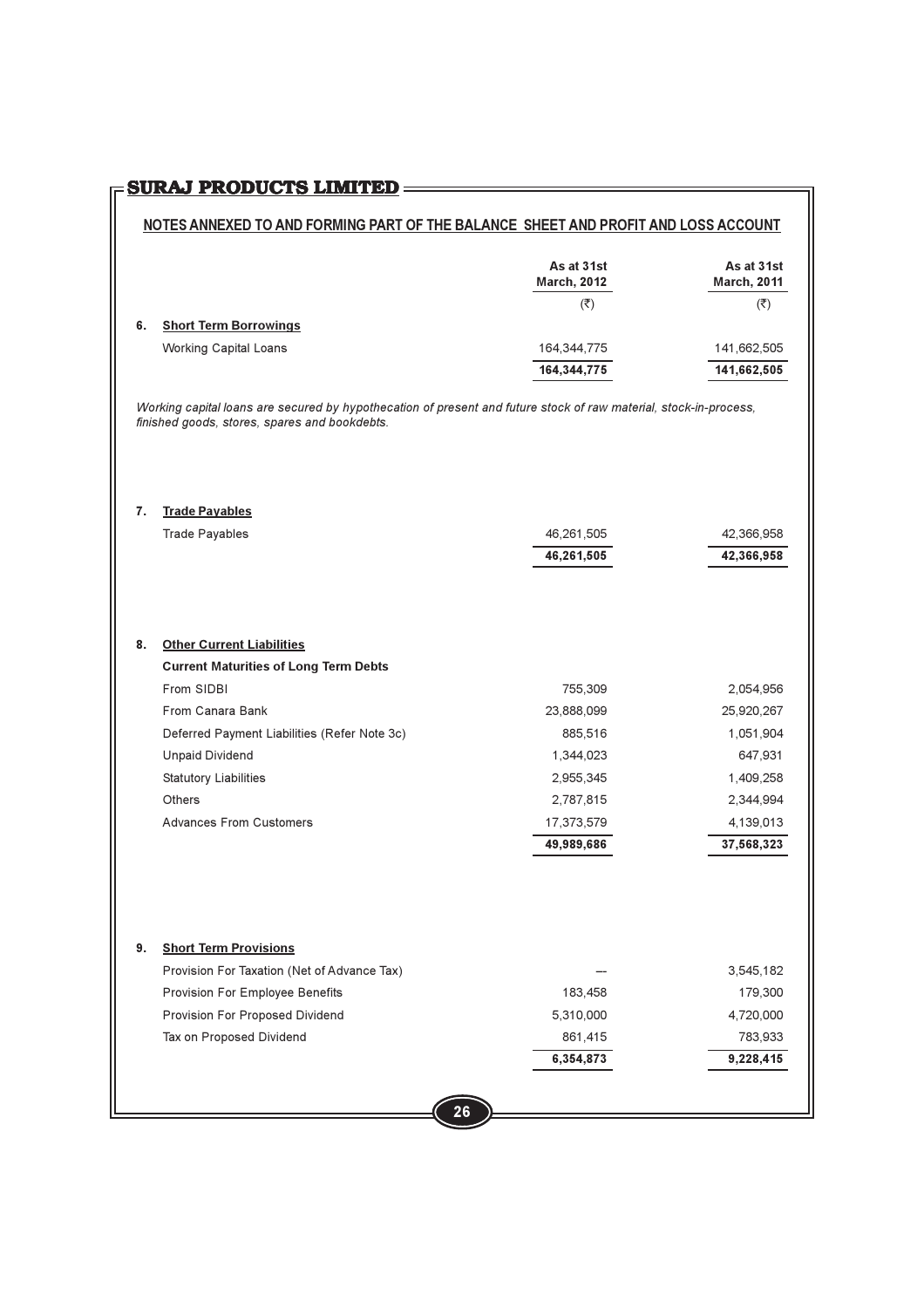## NOTES ANNEXED TO AND FORMING PART OF THE BALANCE SHEET AND PROFIT AND LOSS ACCOUNT

| | | As at 31st March, 2012 | As at 31st March, 2011 |
|---|---|---|---|
| | | (₹) | (₹) |
| **6.** | **Short Term Borrowings** | | |
| | Working Capital Loans | 164,344,775 | 141,662,505 |
| | | **164,344,775** | **141,662,505** |

*Working capital loans are secured by hypothecation of present and future stock of raw material, stock-in-process, finished goods, stores, spares and bookdebts.*

| | | As at 31st March, 2012 | As at 31st March, 2011 |
|---|---|---|---|
| **7.** | **Trade Payables** | | |
| | Trade Payables | 46,261,505 | 42,366,958 |
| | | **46,261,505** | **42,366,958** |
| **8.** | **Other Current Liabilities** | | |
| | **Current Maturities of Long Term Debts** | | |
| | From SIDBI | 755,309 | 2,054,956 |
| | From Canara Bank | 23,888,099 | 25,920,267 |
| | Deferred Payment Liabilities (Refer Note 3c) | 885,516 | 1,051,904 |
| | Unpaid Dividend | 1,344,023 | 647,931 |
| | Statutory Liabilities | 2,955,345 | 1,409,258 |
| | Others | 2,787,815 | 2,344,994 |
| | Advances From Customers | 17,373,579 | 4,139,013 |
| | | **49,989,686** | **37,568,323** |
| **9.** | **Short Term Provisions** | | |
| | Provision For Taxation (Net of Advance Tax) | --- | 3,545,182 |
| | Provision For Employee Benefits | 183,458 | 179,300 |
| | Provision For Proposed Dividend | 5,310,000 | 4,720,000 |
| | Tax on Proposed Dividend | 861,415 | 783,933 |
| | | **6,354,873** | **9,228,415** |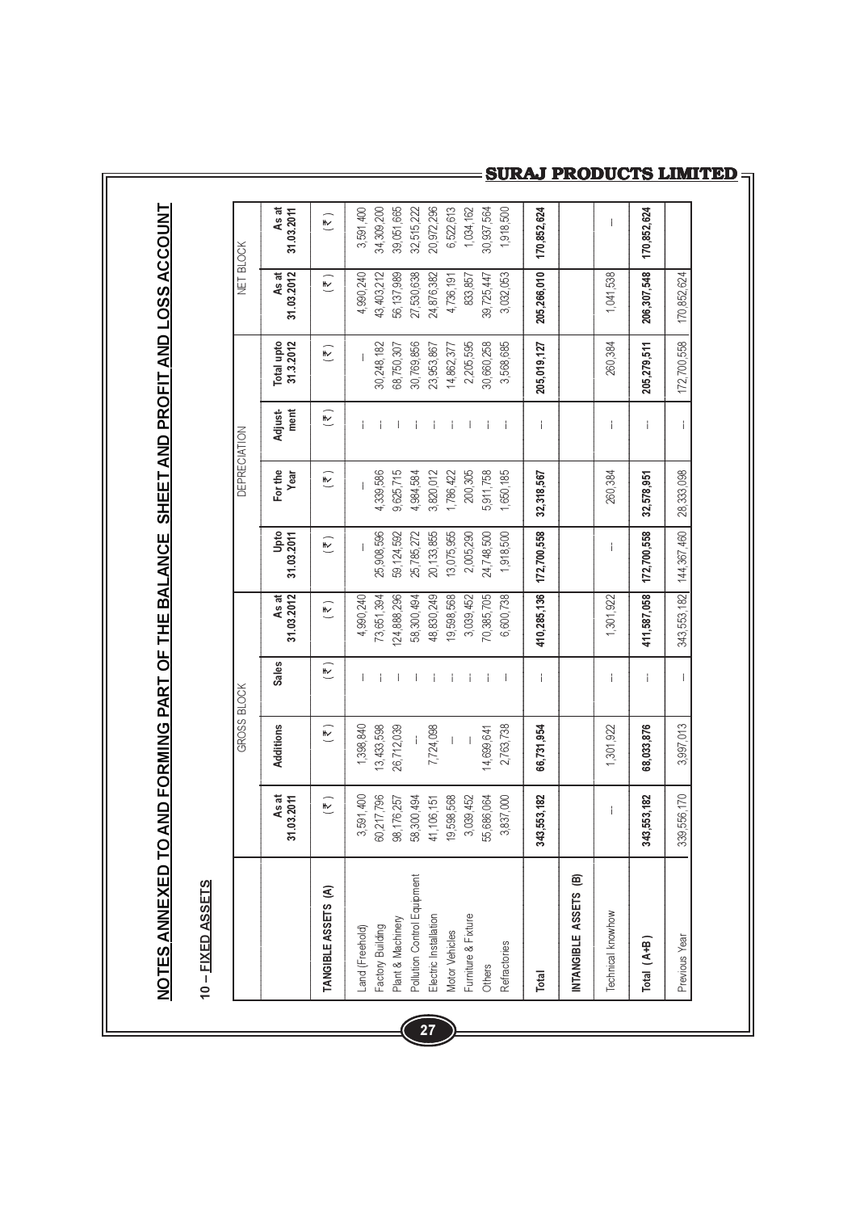# NOTES ANNEXED TO AND FORMING PART OF THE BALANCE SHEET AND PROFIT AND LOSS ACCOUNT

## 10 – FIXED ASSETS

| | GROSS BLOCK | | | | DEPRECIATION | | | | NET BLOCK | |
|---|---|---|---|---|---|---|---|---|---|---|
| | As at 31.03.2011 | Additions | Sales | As at 31.03.2012 | Upto 31.03.2011 | For the Year | Adjust-ment | Total upto 31.3.2012 | As at 31.03.2012 | As at 31.03.2011 |
| | (₹) | (₹) | (₹) | (₹) | (₹) | (₹) | (₹) | (₹) | (₹) | (₹) |
| **TANGIBLE ASSETS (A)** | | | | | | | | | | |
| Land (Freehold) | 3,591,400 | 1,398,840 | — | 4,990,240 | — | — | — | — | 4,990,240 | 3,591,400 |
| Factory Building | 60,217,796 | 13,433,598 | — | 73,651,394 | 25,908,596 | 4,339,586 | — | 30,248,182 | 43,403,212 | 34,309,200 |
| Plant & Machinery | 98,176,257 | 26,712,039 | — | 124,888,296 | 59,124,592 | 9,625,715 | — | 68,750,307 | 56,137,989 | 39,051,665 |
| Pollution Control Equipment | 58,300,494 | — | — | 58,300,494 | 25,785,272 | 4,984,584 | — | 30,769,856 | 27,530,638 | 32,515,222 |
| Electric Installation | 41,106,151 | 7,724,098 | — | 48,830,249 | 20,133,855 | 3,820,012 | — | 23,953,867 | 24,876,382 | 20,972,296 |
| Motor Vehicles | 19,598,568 | — | — | 19,598,568 | 13,075,955 | 1,786,422 | — | 14,862,377 | 4,736,191 | 6,522,613 |
| Furniture & Fixture | 3,039,452 | — | — | 3,039,452 | 2,005,290 | 200,305 | — | 2,205,595 | 833,857 | 1,034,162 |
| Others | 55,686,064 | 14,699,641 | — | 70,385,705 | 24,748,500 | 5,911,758 | — | 30,660,258 | 39,725,447 | 30,937,564 |
| Refractories | 3,837,000 | 2,763,738 | — | 6,600,738 | 1,918,500 | 1,650,185 | — | 3,568,685 | 3,032,053 | 1,918,500 |
| **Total** | **343,553,182** | **66,731,954** | — | **410,285,136** | **172,700,558** | **32,318,567** | — | **205,019,127** | **205,266,010** | **170,852,624** |
| **INTANGIBLE ASSETS (B)** | | | | | | | | | | |
| Technical knowhow | — | 1,301,922 | — | 1,301,922 | — | 260,384 | — | 260,384 | 1,041,538 | — |
| **Total (A+B)** | **343,553,182** | **68,033,876** | — | **411,587,058** | **172,700,558** | **32,578,951** | — | **205,279,511** | **206,307,548** | **170,852,624** |
| Previous Year | 339,556,170 | 3,997,013 | — | 343,553,182 | 144,367,460 | 28,333,098 | — | 172,700,558 | 170,852,624 | |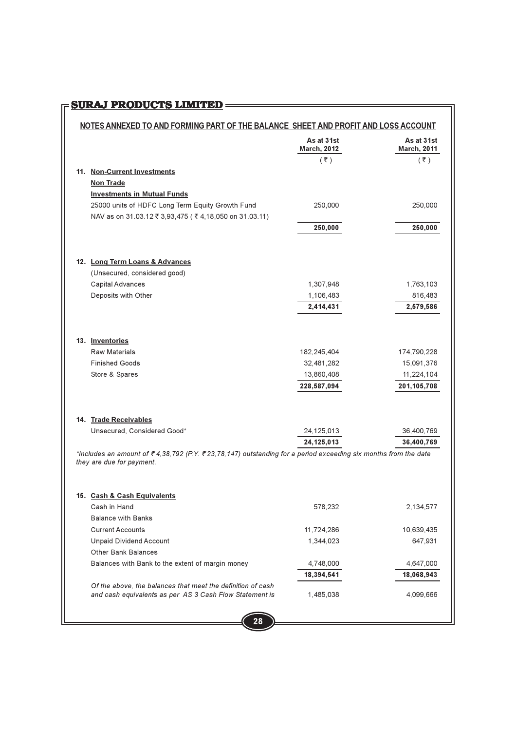## NOTES ANNEXED TO AND FORMING PART OF THE BALANCE SHEET AND PROFIT AND LOSS ACCOUNT

| | As at 31st March, 2012 (₹) | As at 31st March, 2011 (₹) |
|---|---|---|
| **11. Non-Current Investments** | | |
| **Non Trade** | | |
| **Investments in Mutual Funds** | | |
| 25000 units of HDFC Long Term Equity Growth Fund | 250,000 | 250,000 |
| NAV as on 31.03.12 ₹ 3,93,475 ( ₹ 4,18,050 on 31.03.11) | | |
| | **250,000** | **250,000** |
| **12. Long Term Loans & Advances** | | |
| (Unsecured, considered good) | | |
| Capital Advances | 1,307,948 | 1,763,103 |
| Deposits with Other | 1,106,483 | 816,483 |
| | **2,414,431** | **2,579,586** |
| **13. Inventories** | | |
| Raw Materials | 182,245,404 | 174,790,228 |
| Finished Goods | 32,481,282 | 15,091,376 |
| Store & Spares | 13,860,408 | 11,224,104 |
| | **228,587,094** | **201,105,708** |
| **14. Trade Receivables** | | |
| Unsecured, Considered Good* | 24,125,013 | 36,400,769 |
| | **24,125,013** | **36,400,769** |

*\*Includes an amount of ₹ 4,38,792 (P.Y. ₹ 23,78,147) outstanding for a period exceeding six months from the date they are due for payment.*

| | As at 31st March, 2012 (₹) | As at 31st March, 2011 (₹) |
|---|---|---|
| **15. Cash & Cash Equivalents** | | |
| Cash in Hand | 578,232 | 2,134,577 |
| Balance with Banks | | |
| Current Accounts | 11,724,286 | 10,639,435 |
| Unpaid Dividend Account | 1,344,023 | 647,931 |
| Other Bank Balances | | |
| Balances with Bank to the extent of margin money | 4,748,000 | 4,647,000 |
| | **18,394,541** | **18,068,943** |
| *Of the above, the balances that meet the definition of cash and cash equivalents as per AS 3 Cash Flow Statement is* | 1,485,038 | 4,099,666 |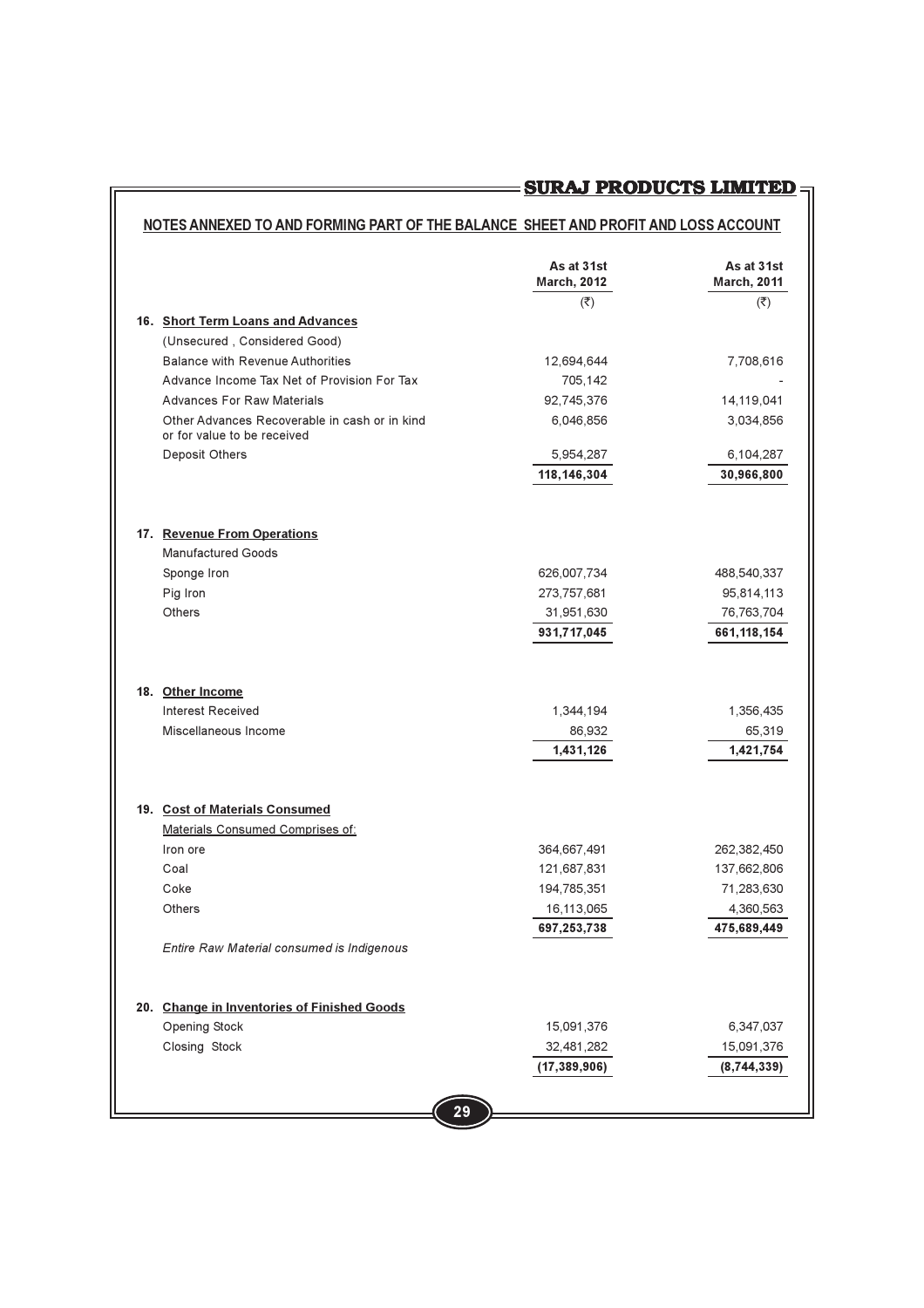## NOTES ANNEXED TO AND FORMING PART OF THE BALANCE SHEET AND PROFIT AND LOSS ACCOUNT

| | As at 31st March, 2012 (₹) | As at 31st March, 2011 (₹) |
|---|---|---|
| **16. Short Term Loans and Advances** | | |
| (Unsecured , Considered Good) | | |
| Balance with Revenue Authorities | 12,694,644 | 7,708,616 |
| Advance Income Tax Net of Provision For Tax | 705,142 | - |
| Advances For Raw Materials | 92,745,376 | 14,119,041 |
| Other Advances Recoverable in cash or in kind or for value to be received | 6,046,856 | 3,034,856 |
| Deposit Others | 5,954,287 | 6,104,287 |
| | **118,146,304** | **30,966,800** |
| **17. Revenue From Operations** | | |
| Manufactured Goods | | |
| Sponge Iron | 626,007,734 | 488,540,337 |
| Pig Iron | 273,757,681 | 95,814,113 |
| Others | 31,951,630 | 76,763,704 |
| | **931,717,045** | **661,118,154** |
| **18. Other Income** | | |
| Interest Received | 1,344,194 | 1,356,435 |
| Miscellaneous Income | 86,932 | 65,319 |
| | **1,431,126** | **1,421,754** |
| **19. Cost of Materials Consumed** | | |
| Materials Consumed Comprises of: | | |
| Iron ore | 364,667,491 | 262,382,450 |
| Coal | 121,687,831 | 137,662,806 |
| Coke | 194,785,351 | 71,283,630 |
| Others | 16,113,065 | 4,360,563 |
| | **697,253,738** | **475,689,449** |
| *Entire Raw Material consumed is Indigenous* | | |
| **20. Change in Inventories of Finished Goods** | | |
| Opening Stock | 15,091,376 | 6,347,037 |
| Closing Stock | 32,481,282 | 15,091,376 |
| | **(17,389,906)** | **(8,744,339)** |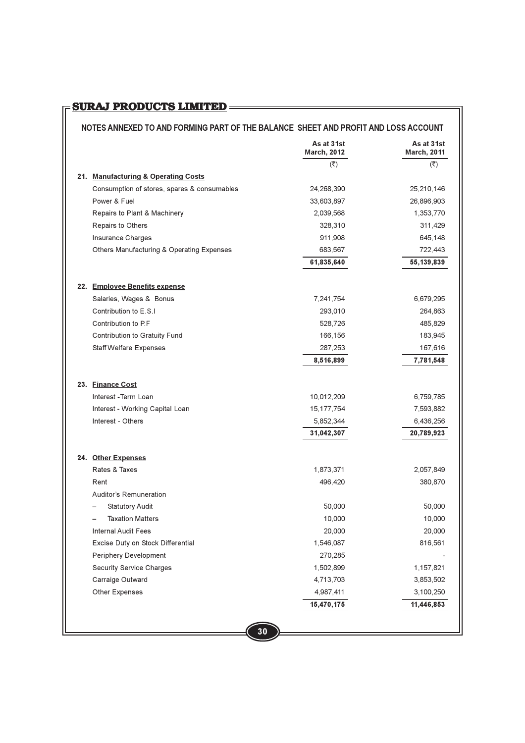## NOTES ANNEXED TO AND FORMING PART OF THE BALANCE SHEET AND PROFIT AND LOSS ACCOUNT

| | As at 31st March, 2012 (₹) | As at 31st March, 2011 (₹) |
|---|---|---|
| **21. Manufacturing & Operating Costs** | | |
| Consumption of stores, spares & consumables | 24,268,390 | 25,210,146 |
| Power & Fuel | 33,603,897 | 26,896,903 |
| Repairs to Plant & Machinery | 2,039,568 | 1,353,770 |
| Repairs to Others | 328,310 | 311,429 |
| Insurance Charges | 911,908 | 645,148 |
| Others Manufacturing & Operating Expenses | 683,567 | 722,443 |
| | **61,835,640** | **55,139,839** |
| **22. Employee Benefits expense** | | |
| Salaries, Wages & Bonus | 7,241,754 | 6,679,295 |
| Contribution to E.S.I | 293,010 | 264,863 |
| Contribution to P.F | 528,726 | 485,829 |
| Contribution to Gratuity Fund | 166,156 | 183,945 |
| Staff Welfare Expenses | 287,253 | 167,616 |
| | **8,516,899** | **7,781,548** |
| **23. Finance Cost** | | |
| Interest -Term Loan | 10,012,209 | 6,759,785 |
| Interest - Working Capital Loan | 15,177,754 | 7,593,882 |
| Interest - Others | 5,852,344 | 6,436,256 |
| | **31,042,307** | **20,789,923** |
| **24. Other Expenses** | | |
| Rates & Taxes | 1,873,371 | 2,057,849 |
| Rent | 496,420 | 380,870 |
| Auditor's Remuneration | | |
| – Statutory Audit | 50,000 | 50,000 |
| – Taxation Matters | 10,000 | 10,000 |
| Internal Audit Fees | 20,000 | 20,000 |
| Excise Duty on Stock Differential | 1,546,087 | 816,561 |
| Periphery Development | 270,285 | - |
| Security Service Charges | 1,502,899 | 1,157,821 |
| Carraige Outward | 4,713,703 | 3,853,502 |
| Other Expenses | 4,987,411 | 3,100,250 |
| | **15,470,175** | **11,446,853** |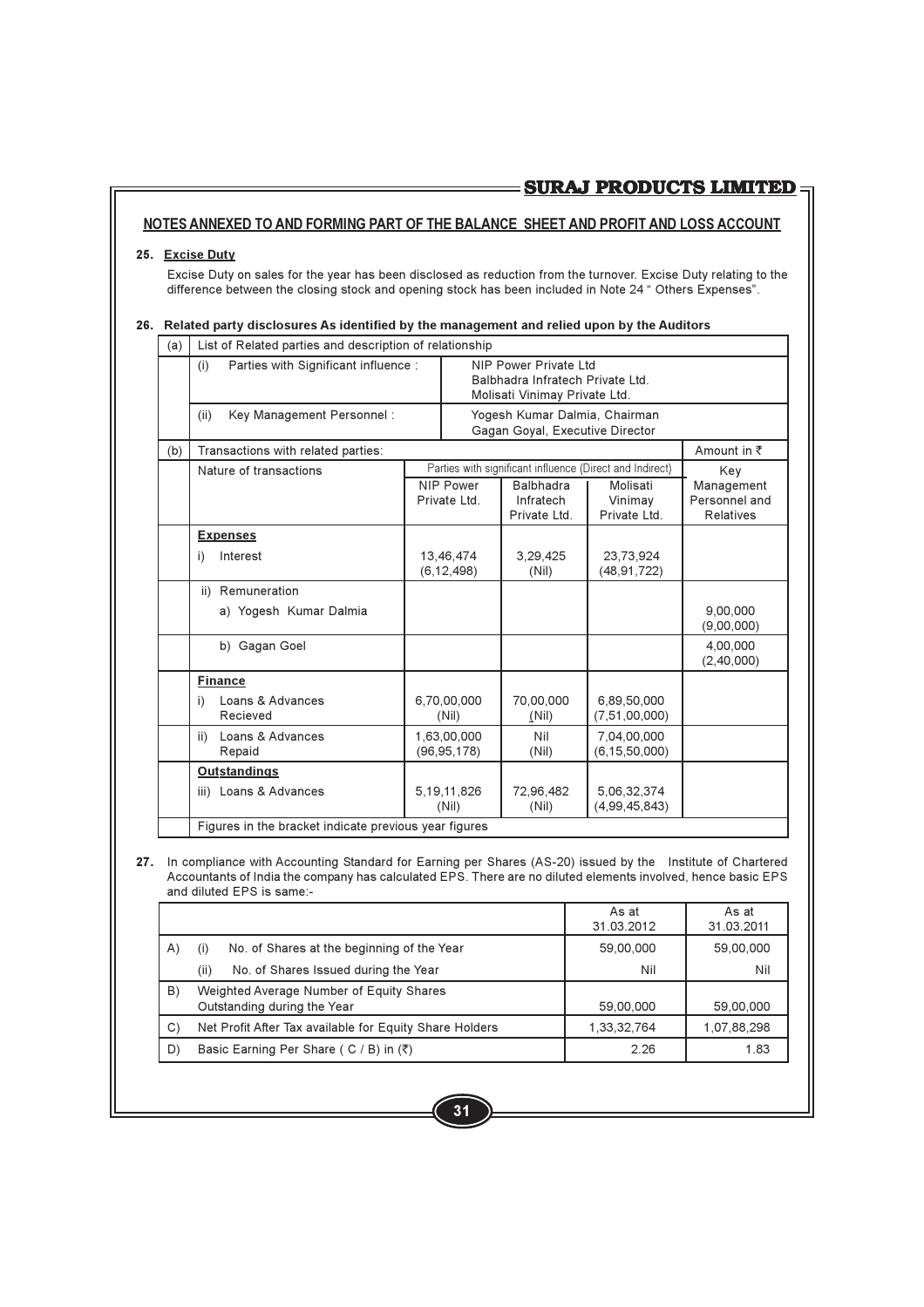## NOTES ANNEXED TO AND FORMING PART OF THE BALANCE SHEET AND PROFIT AND LOSS ACCOUNT

**25. Excise Duty**

Excise Duty on sales for the year has been disclosed as reduction from the turnover. Excise Duty relating to the difference between the closing stock and opening stock has been included in Note 24 " Others Expenses".

**26. Related party disclosures As identified by the management and relied upon by the Auditors**

| (a) | List of Related parties and description of relationship | |
|---|---|---|
| | (i) Parties with Significant influence : | NIP Power Private Ltd<br>Balbhadra Infratech Private Ltd.<br>Molisati Vinimay Private Ltd. |
| | (ii) Key Management Personnel : | Yogesh Kumar Dalmia, Chairman<br>Gagan Goyal, Executive Director |

| (b) | Transactions with related parties: | | | | Amount in ₹ |
|---|---|---|---|---|---|
| | Nature of transactions | Parties with significant influence (Direct and Indirect) | | | Key Management Personnel and Relatives |
| | | NIP Power Private Ltd. | Balbhadra Infratech Private Ltd. | Molisati Vinimay Private Ltd. | |
| | **Expenses** | | | | |
| | i) Interest | 13,46,474<br>(6,12,498) | 3,29,425<br>(Nil) | 23,73,924<br>(48,91,722) | |
| | ii) Remuneration | | | | |
| | a) Yogesh Kumar Dalmia | | | | 9,00,000<br>(9,00,000) |
| | b) Gagan Goel | | | | 4,00,000<br>(2,40,000) |
| | **Finance** | | | | |
| | i) Loans & Advances Recieved | 6,70,00,000<br>(Nil) | 70,00,000<br>(Nil) | 6,89,50,000<br>(7,51,00,000) | |
| | ii) Loans & Advances Repaid | 1,63,00,000<br>(96,95,178) | Nil<br>(Nil) | 7,04,00,000<br>(6,15,50,000) | |
| | **Outstandings** | | | | |
| | iii) Loans & Advances | 5,19,11,826<br>(Nil) | 72,96,482<br>(Nil) | 5,06,32,374<br>(4,99,45,843) | |
| | Figures in the bracket indicate previous year figures | | | | |

**27.** In compliance with Accounting Standard for Earning per Shares (AS-20) issued by the Institute of Chartered Accountants of India the company has calculated EPS. There are no diluted elements involved, hence basic EPS and diluted EPS is same:-

| | | As at 31.03.2012 | As at 31.03.2011 |
|---|---|---|---|
| A) | (i) No. of Shares at the beginning of the Year | 59,00,000 | 59,00,000 |
| | (ii) No. of Shares Issued during the Year | Nil | Nil |
| B) | Weighted Average Number of Equity Shares Outstanding during the Year | 59,00,000 | 59,00,000 |
| C) | Net Profit After Tax available for Equity Share Holders | 1,33,32,764 | 1,07,88,298 |
| D) | Basic Earning Per Share ( C / B) in (₹) | 2.26 | 1.83 |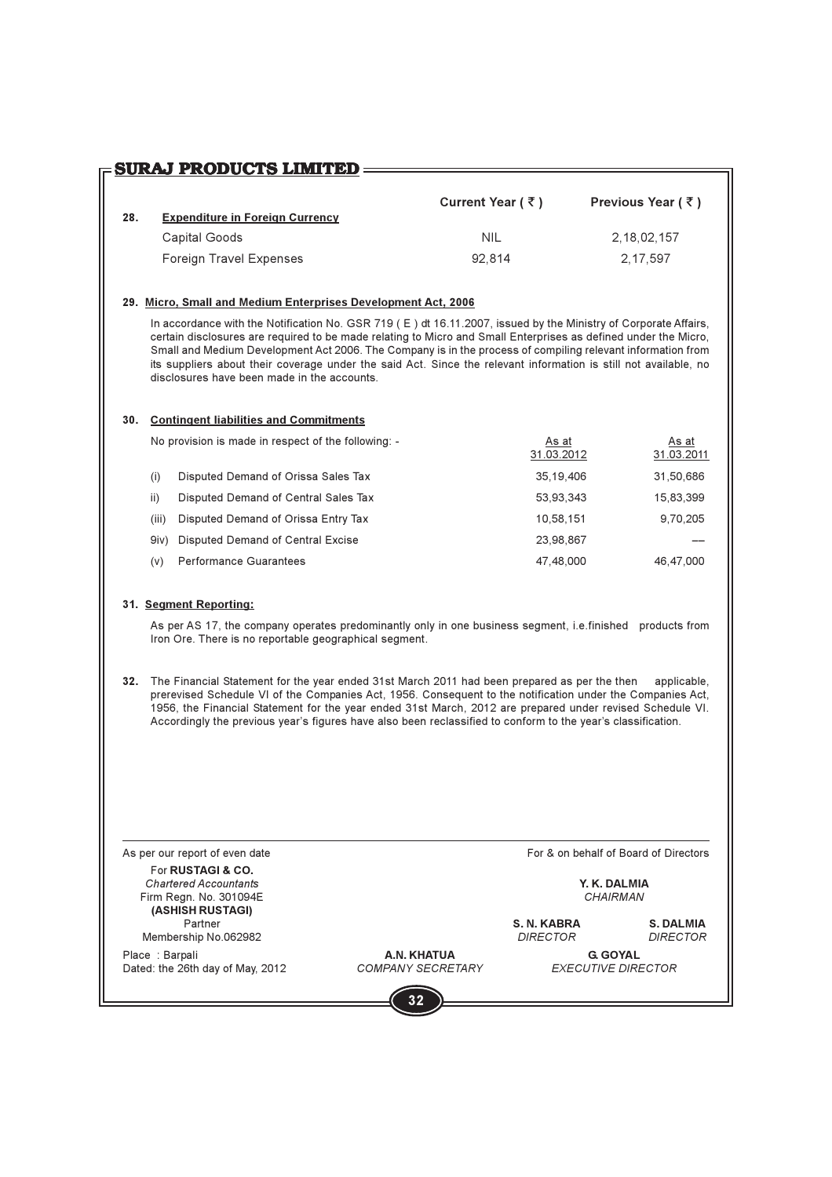| 28. | Expenditure in Foreign Currency | Current Year ( ₹ ) | Previous Year ( ₹ ) |
|---|---|---|---|
| | Capital Goods | NIL | 2,18,02,157 |
| | Foreign Travel Expenses | 92,814 | 2,17,597 |

**29. Micro, Small and Medium Enterprises Development Act, 2006**

In accordance with the Notification No. GSR 719 ( E ) dt 16.11.2007, issued by the Ministry of Corporate Affairs, certain disclosures are required to be made relating to Micro and Small Enterprises as defined under the Micro, Small and Medium Development Act 2006. The Company is in the process of compiling relevant information from its suppliers about their coverage under the said Act. Since the relevant information is still not available, no disclosures have been made in the accounts.

**30. Contingent liabilities and Commitments**

| No provision is made in respect of the following: - | | As at 31.03.2012 | As at 31.03.2011 |
|---|---|---|---|
| (i) | Disputed Demand of Orissa Sales Tax | 35,19,406 | 31,50,686 |
| ii) | Disputed Demand of Central Sales Tax | 53,93,343 | 15,83,399 |
| (iii) | Disputed Demand of Orissa Entry Tax | 10,58,151 | 9,70,205 |
| 9iv) | Disputed Demand of Central Excise | 23,98,867 | –– |
| (v) | Performance Guarantees | 47,48,000 | 46,47,000 |

**31. Segment Reporting:**

As per AS 17, the company operates predominantly only in one business segment, i.e.finished products from Iron Ore. There is no reportable geographical segment.

**32.** The Financial Statement for the year ended 31st March 2011 had been prepared as per the then applicable, prerevised Schedule VI of the Companies Act, 1956. Consequent to the notification under the Companies Act, 1956, the Financial Statement for the year ended 31st March, 2012 are prepared under revised Schedule VI. Accordingly the previous year's figures have also been reclassified to conform to the year's classification.

As per our report of even date

For **RUSTAGI & CO.**
*Chartered Accountants*
Firm Regn. No. 301094E
**(ASHISH RUSTAGI)**
Partner
Membership No.062982

Place : Barpali
Dated: the 26th day of May, 2012

For & on behalf of Board of Directors

**Y. K. DALMIA**
*CHAIRMAN*

**S. N. KABRA**
*DIRECTOR*

**S. DALMIA**
*DIRECTOR*

**A.N. KHATUA**
*COMPANY SECRETARY*

**G. GOYAL**
*EXECUTIVE DIRECTOR*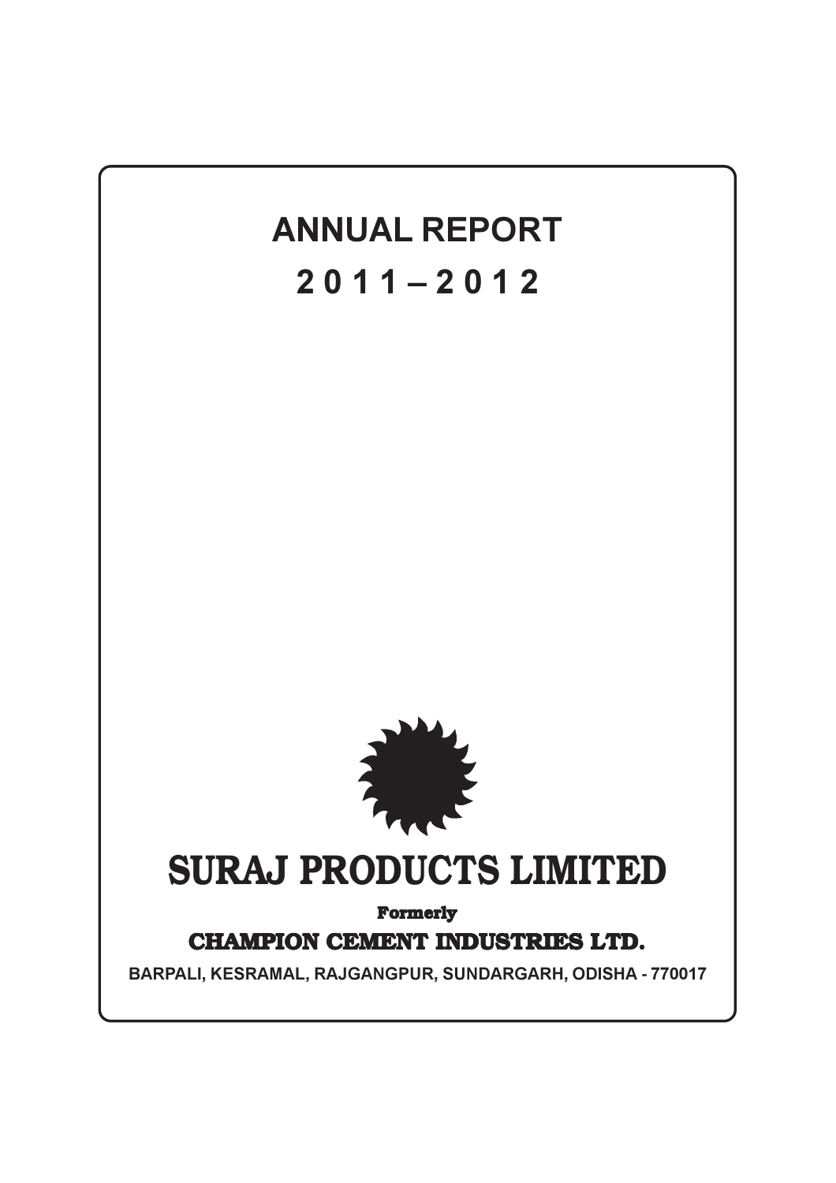# ANNUAL REPORT

# 2011 – 2012

# SURAJ PRODUCTS LIMITED

**Formerly**

**CHAMPION CEMENT INDUSTRIES LTD.**

**BARPALI, KESRAMAL, RAJGANGPUR, SUNDARGARH, ODISHA - 770017**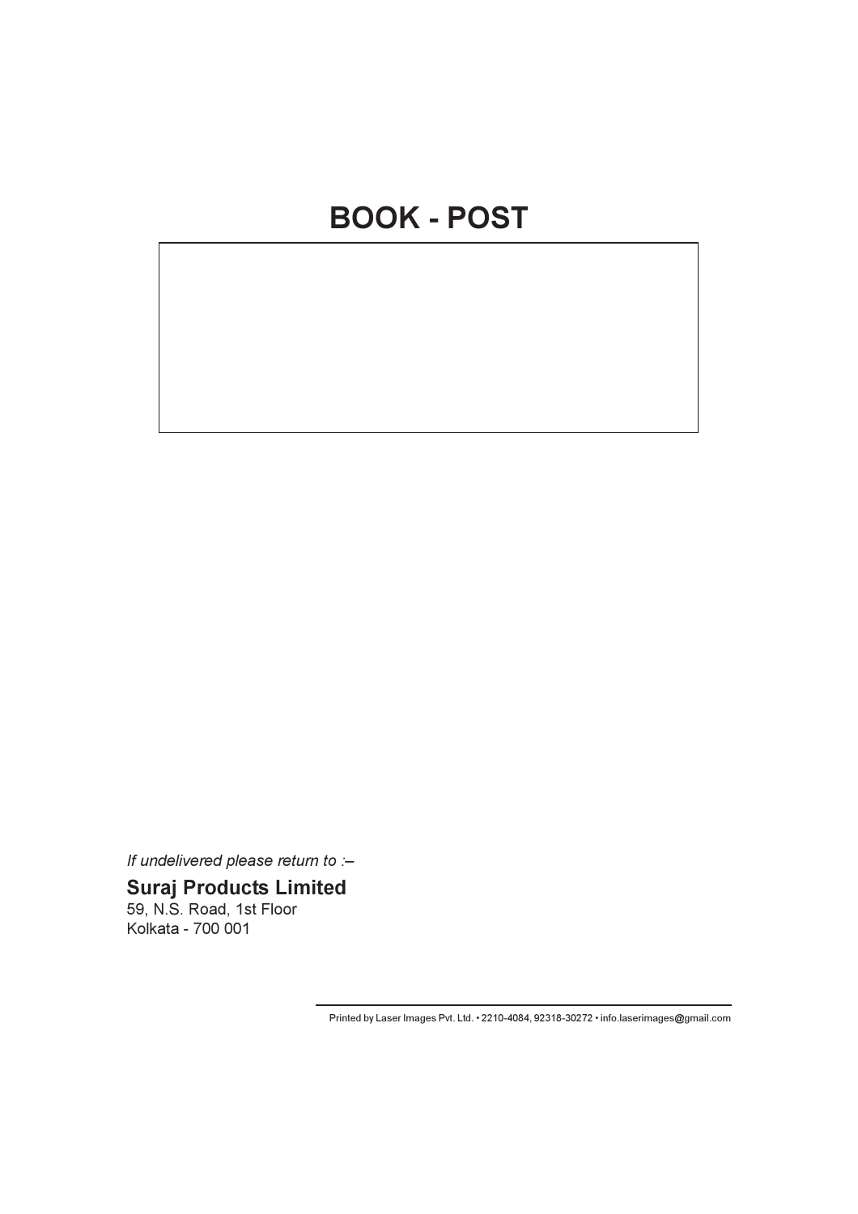# BOOK - POST

*If undelivered please return to :–*

**Suraj Products Limited**
59, N.S. Road, 1st Floor
Kolkata - 700 001

Printed by Laser Images Pvt. Ltd. • 2210-4084, 92318-30272 • info.laserimages@gmail.com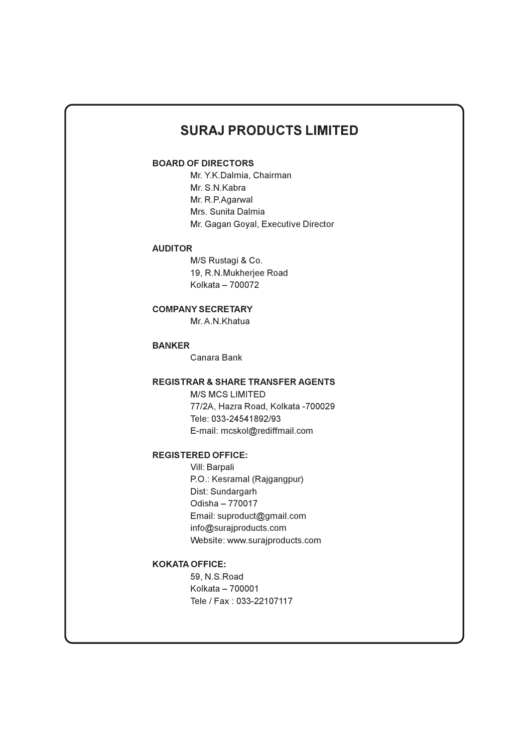# SURAJ PRODUCTS LIMITED

**BOARD OF DIRECTORS**

Mr. Y.K.Dalmia, Chairman
Mr. S.N.Kabra
Mr. R.P.Agarwal
Mrs. Sunita Dalmia
Mr. Gagan Goyal, Executive Director

**AUDITOR**

M/S Rustagi & Co.
19, R.N.Mukherjee Road
Kolkata – 700072

**COMPANY SECRETARY**

Mr. A.N.Khatua

**BANKER**

Canara Bank

**REGISTRAR & SHARE TRANSFER AGENTS**

M/S MCS LIMITED
77/2A, Hazra Road, Kolkata -700029
Tele: 033-24541892/93
E-mail: mcskol@rediffmail.com

**REGISTERED OFFICE:**

Vill: Barpali
P.O.: Kesramal (Rajgangpur)
Dist: Sundargarh
Odisha – 770017
Email: suproduct@gmail.com
info@surajproducts.com
Website: www.surajproducts.com

**KOKATA OFFICE:**

59, N.S.Road
Kolkata – 700001
Tele / Fax : 033-22107117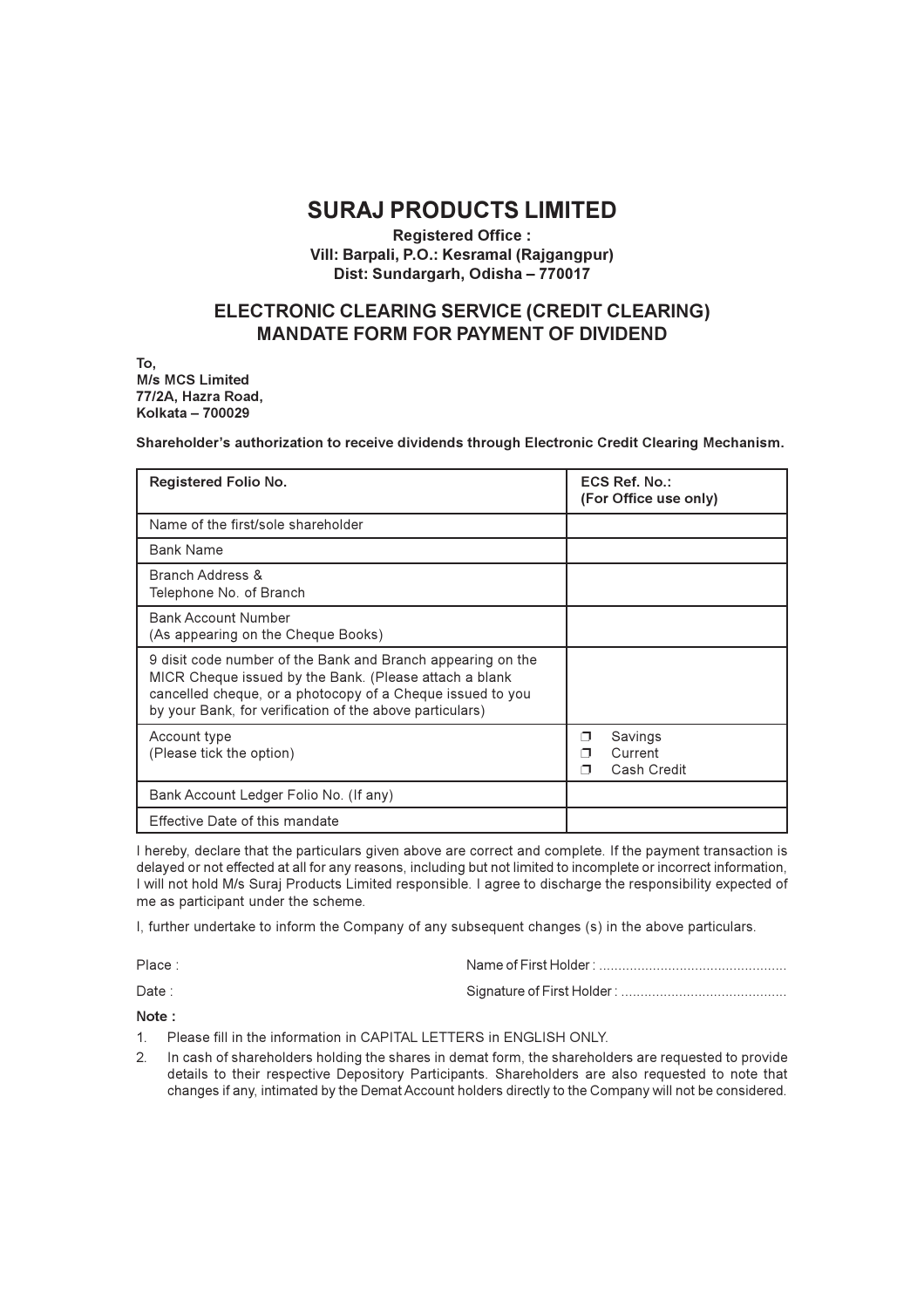# SURAJ PRODUCTS LIMITED

**Registered Office :**
**Vill: Barpali, P.O.: Kesramal (Rajgangpur)**
**Dist: Sundargarh, Odisha – 770017**

## ELECTRONIC CLEARING SERVICE (CREDIT CLEARING) MANDATE FORM FOR PAYMENT OF DIVIDEND

**To,**
**M/s MCS Limited**
**77/2A, Hazra Road,**
**Kolkata – 700029**

**Shareholder's authorization to receive dividends through Electronic Credit Clearing Mechanism.**

| **Registered Folio No.** | **ECS Ref. No.: (For Office use only)** |
|---|---|
| Name of the first/sole shareholder | |
| Bank Name | |
| Branch Address & Telephone No. of Branch | |
| Bank Account Number (As appearing on the Cheque Books) | |
| 9 disit code number of the Bank and Branch appearing on the MICR Cheque issued by the Bank. (Please attach a blank cancelled cheque, or a photocopy of a Cheque issued to you by your Bank, for verification of the above particulars) | |
| Account type (Please tick the option) | ❒ Savings<br>❒ Current<br>❒ Cash Credit |
| Bank Account Ledger Folio No. (If any) | |
| Effective Date of this mandate | |

I hereby, declare that the particulars given above are correct and complete. If the payment transaction is delayed or not effected at all for any reasons, including but not limited to incomplete or incorrect information, I will not hold M/s Suraj Products Limited responsible. I agree to discharge the responsibility expected of me as participant under the scheme.

I, further undertake to inform the Company of any subsequent changes (s) in the above particulars.

Place : Name of First Holder : ................................................

Date : Signature of First Holder : ..........................................

**Note :**

1. Please fill in the information in CAPITAL LETTERS in ENGLISH ONLY.
2. In cash of shareholders holding the shares in demat form, the shareholders are requested to provide details to their respective Depository Participants. Shareholders are also requested to note that changes if any, intimated by the Demat Account holders directly to the Company will not be considered.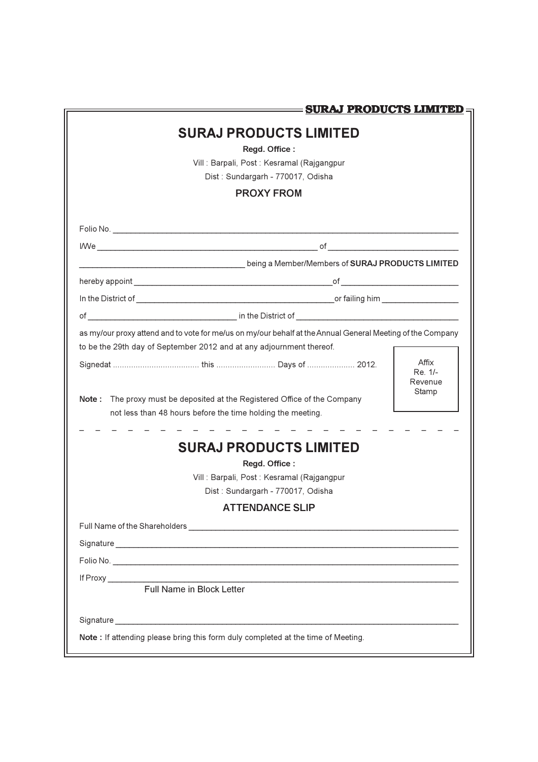# SURAJ PRODUCTS LIMITED

**Regd. Office :**

Vill : Barpali, Post : Kesramal (Rajgangpur

Dist : Sundargarh - 770017, Odisha

## PROXY FROM

Folio No. ___________________________________________

I/We ______________________________ of ______________________

______________________ being a Member/Members of **SURAJ PRODUCTS LIMITED**

hereby appoint ___________________________ of ____________________

In the District of ___________________________ or failing him ______________

of ____________________ in the District of ___________________________

as my/our proxy attend and to vote for me/us on my/our behalf at the Annual General Meeting of the Company to be the 29th day of September 2012 and at any adjournment thereof.

Signedat ..................................... this .......................... Days of .................... 2012.

Affix Re. 1/- Revenue Stamp

**Note :** The proxy must be deposited at the Registered Office of the Company not less than 48 hours before the time holding the meeting.

---

# SURAJ PRODUCTS LIMITED

**Regd. Office :**

Vill : Barpali, Post : Kesramal (Rajgangpur

Dist : Sundargarh - 770017, Odisha

## ATTENDANCE SLIP

Full Name of the Shareholders ___________________________________________

Signature ___________________________________________

Folio No. ___________________________________________

If Proxy ___________________________________________

Full Name in Block Letter

Signature ___________________________________________

**Note :** If attending please bring this form duly completed at the time of Meeting.